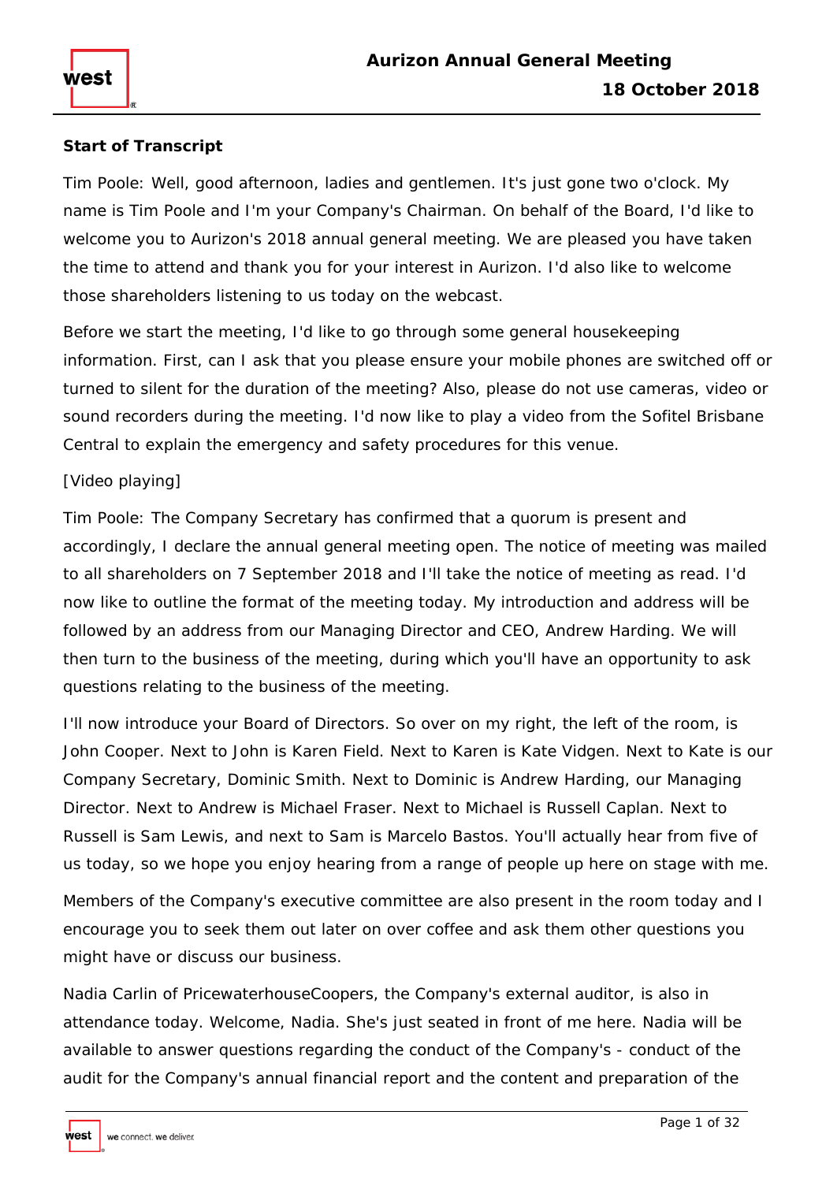**Start of Transcript**

Tim Poole: Well, good afternoon, ladies and gentlemen. It's just gone two o'clock. My name is Tim Poole and I'm your Company's Chairman. On behalf of the Board, I'd like to welcome you to Aurizon's 2018 annual general meeting. We are pleased you have taken the time to attend and thank you for your interest in Aurizon. I'd also like to welcome those shareholders listening to us today on the webcast.

Before we start the meeting, I'd like to go through some general housekeeping information. First, can I ask that you please ensure your mobile phones are switched off or turned to silent for the duration of the meeting? Also, please do not use cameras, video or sound recorders during the meeting. I'd now like to play a video from the Sofitel Brisbane Central to explain the emergency and safety procedures for this venue.

[Video playing]

Tim Poole: The Company Secretary has confirmed that a quorum is present and accordingly, I declare the annual general meeting open. The notice of meeting was mailed to all shareholders on 7 September 2018 and I'll take the notice of meeting as read. I'd now like to outline the format of the meeting today. My introduction and address will be followed by an address from our Managing Director and CEO, Andrew Harding. We will then turn to the business of the meeting, during which you'll have an opportunity to ask questions relating to the business of the meeting.

I'll now introduce your Board of Directors. So over on my right, the left of the room, is John Cooper. Next to John is Karen Field. Next to Karen is Kate Vidgen. Next to Kate is our Company Secretary, Dominic Smith. Next to Dominic is Andrew Harding, our Managing Director. Next to Andrew is Michael Fraser. Next to Michael is Russell Caplan. Next to Russell is Sam Lewis, and next to Sam is Marcelo Bastos. You'll actually hear from five of us today, so we hope you enjoy hearing from a range of people up here on stage with me.

Members of the Company's executive committee are also present in the room today and I encourage you to seek them out later on over coffee and ask them other questions you might have or discuss our business.

Nadia Carlin of PricewaterhouseCoopers, the Company's external auditor, is also in attendance today. Welcome, Nadia. She's just seated in front of me here. Nadia will be available to answer questions regarding the conduct of the Company's - conduct of the audit for the Company's annual financial report and the content and preparation of the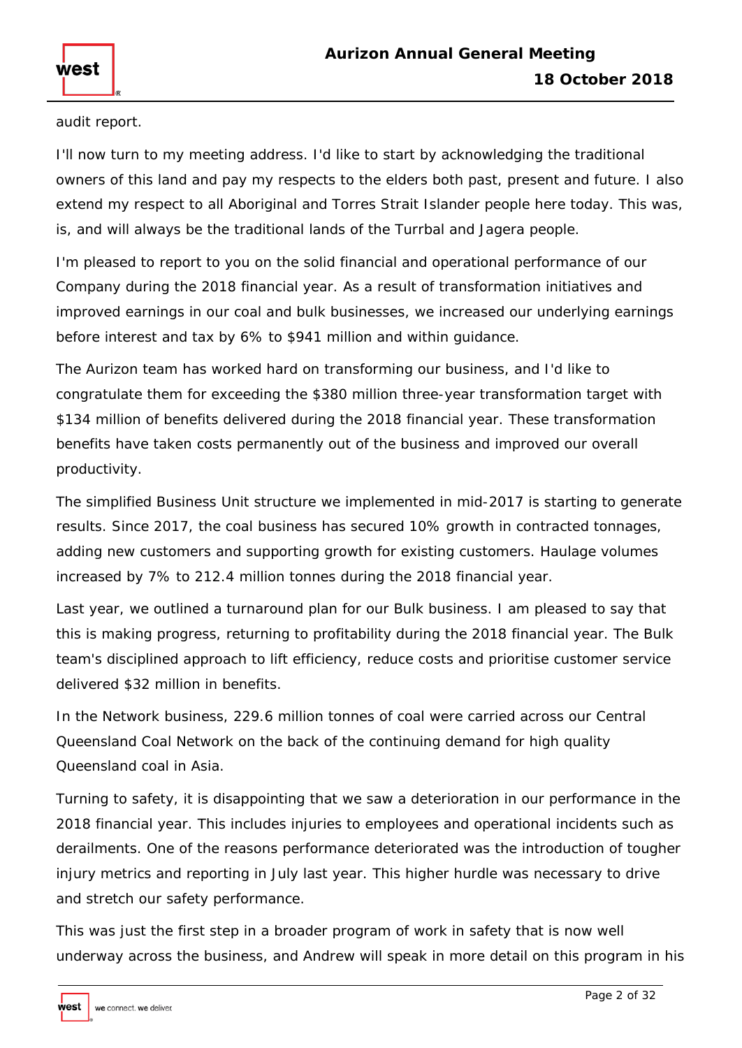audit report.

I'll now turn to my meeting address. I'd like to start by acknowledging the traditional owners of this land and pay my respects to the elders both past, present and future. I also extend my respect to all Aboriginal and Torres Strait Islander people here today. This was, is, and will always be the traditional lands of the Turrbal and Jagera people.

I'm pleased to report to you on the solid financial and operational performance of our Company during the 2018 financial year. As a result of transformation initiatives and improved earnings in our coal and bulk businesses, we increased our underlying earnings before interest and tax by 6% to $941 million and within guidance.

The Aurizon team has worked hard on transforming our business, and I'd like to congratulate them for exceeding the $380 million three-year transformation target with $134 million of benefits delivered during the 2018 financial year. These transformation benefits have taken costs permanently out of the business and improved our overall productivity.

The simplified Business Unit structure we implemented in mid-2017 is starting to generate results. Since 2017, the coal business has secured 10% growth in contracted tonnages, adding new customers and supporting growth for existing customers. Haulage volumes increased by 7% to 212.4 million tonnes during the 2018 financial year.

Last year, we outlined a turnaround plan for our Bulk business. I am pleased to say that this is making progress, returning to profitability during the 2018 financial year. The Bulk team's disciplined approach to lift efficiency, reduce costs and prioritise customer service delivered $32 million in benefits.

In the Network business, 229.6 million tonnes of coal were carried across our Central Queensland Coal Network on the back of the continuing demand for high quality Queensland coal in Asia.

Turning to safety, it is disappointing that we saw a deterioration in our performance in the 2018 financial year. This includes injuries to employees and operational incidents such as derailments. One of the reasons performance deteriorated was the introduction of tougher injury metrics and reporting in July last year. This higher hurdle was necessary to drive and stretch our safety performance.

This was just the first step in a broader program of work in safety that is now well underway across the business, and Andrew will speak in more detail on this program in his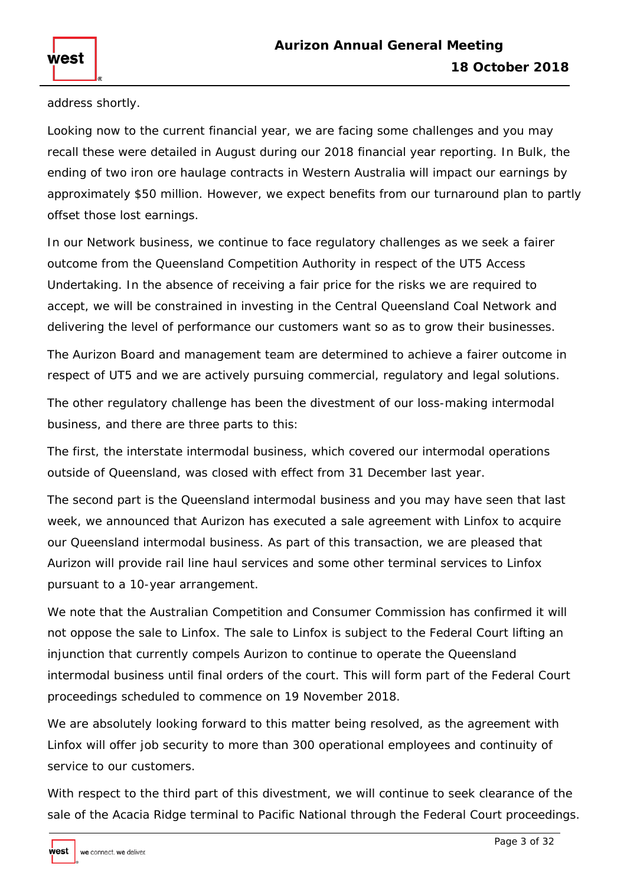address shortly.

Looking now to the current financial year, we are facing some challenges and you may recall these were detailed in August during our 2018 financial year reporting. In Bulk, the ending of two iron ore haulage contracts in Western Australia will impact our earnings by approximately $50 million. However, we expect benefits from our turnaround plan to partly offset those lost earnings.

In our Network business, we continue to face regulatory challenges as we seek a fairer outcome from the Queensland Competition Authority in respect of the UT5 Access Undertaking. In the absence of receiving a fair price for the risks we are required to accept, we will be constrained in investing in the Central Queensland Coal Network and delivering the level of performance our customers want so as to grow their businesses.

The Aurizon Board and management team are determined to achieve a fairer outcome in respect of UT5 and we are actively pursuing commercial, regulatory and legal solutions.

The other regulatory challenge has been the divestment of our loss-making intermodal business, and there are three parts to this:

The first, the interstate intermodal business, which covered our intermodal operations outside of Queensland, was closed with effect from 31 December last year.

The second part is the Queensland intermodal business and you may have seen that last week, we announced that Aurizon has executed a sale agreement with Linfox to acquire our Queensland intermodal business. As part of this transaction, we are pleased that Aurizon will provide rail line haul services and some other terminal services to Linfox pursuant to a 10-year arrangement.

We note that the Australian Competition and Consumer Commission has confirmed it will not oppose the sale to Linfox. The sale to Linfox is subject to the Federal Court lifting an injunction that currently compels Aurizon to continue to operate the Queensland intermodal business until final orders of the court. This will form part of the Federal Court proceedings scheduled to commence on 19 November 2018.

We are absolutely looking forward to this matter being resolved, as the agreement with Linfox will offer job security to more than 300 operational employees and continuity of service to our customers.

With respect to the third part of this divestment, we will continue to seek clearance of the sale of the Acacia Ridge terminal to Pacific National through the Federal Court proceedings.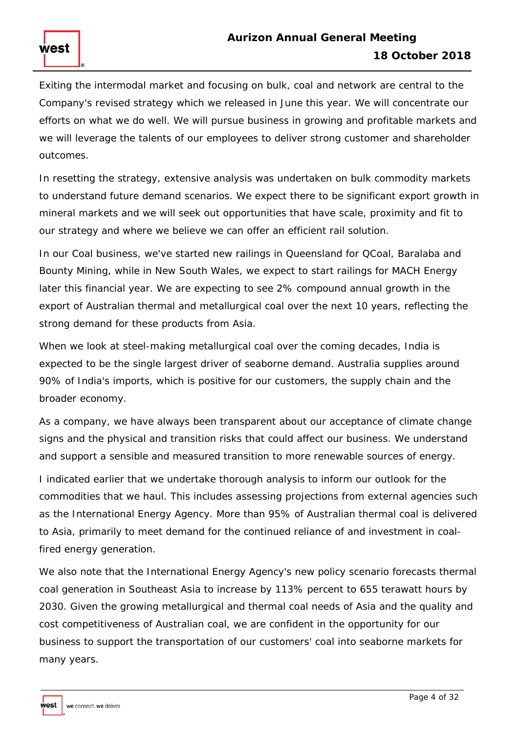Exiting the intermodal market and focusing on bulk, coal and network are central to the Company's revised strategy which we released in June this year. We will concentrate our efforts on what we do well. We will pursue business in growing and profitable markets and we will leverage the talents of our employees to deliver strong customer and shareholder outcomes.

In resetting the strategy, extensive analysis was undertaken on bulk commodity markets to understand future demand scenarios. We expect there to be significant export growth in mineral markets and we will seek out opportunities that have scale, proximity and fit to our strategy and where we believe we can offer an efficient rail solution.

In our Coal business, we've started new railings in Queensland for QCoal, Baralaba and Bounty Mining, while in New South Wales, we expect to start railings for MACH Energy later this financial year. We are expecting to see 2% compound annual growth in the export of Australian thermal and metallurgical coal over the next 10 years, reflecting the strong demand for these products from Asia.

When we look at steel-making metallurgical coal over the coming decades, India is expected to be the single largest driver of seaborne demand. Australia supplies around 90% of India's imports, which is positive for our customers, the supply chain and the broader economy.

As a company, we have always been transparent about our acceptance of climate change signs and the physical and transition risks that could affect our business. We understand and support a sensible and measured transition to more renewable sources of energy.

I indicated earlier that we undertake thorough analysis to inform our outlook for the commodities that we haul. This includes assessing projections from external agencies such as the International Energy Agency. More than 95% of Australian thermal coal is delivered to Asia, primarily to meet demand for the continued reliance of and investment in coal-fired energy generation.

We also note that the International Energy Agency's new policy scenario forecasts thermal coal generation in Southeast Asia to increase by 113% percent to 655 terawatt hours by 2030. Given the growing metallurgical and thermal coal needs of Asia and the quality and cost competitiveness of Australian coal, we are confident in the opportunity for our business to support the transportation of our customers' coal into seaborne markets for many years.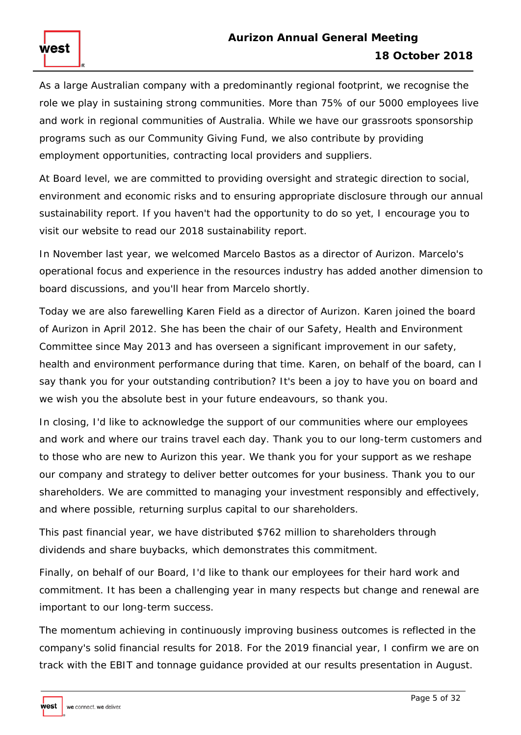As a large Australian company with a predominantly regional footprint, we recognise the role we play in sustaining strong communities. More than 75% of our 5000 employees live and work in regional communities of Australia. While we have our grassroots sponsorship programs such as our Community Giving Fund, we also contribute by providing employment opportunities, contracting local providers and suppliers.

At Board level, we are committed to providing oversight and strategic direction to social, environment and economic risks and to ensuring appropriate disclosure through our annual sustainability report. If you haven't had the opportunity to do so yet, I encourage you to visit our website to read our 2018 sustainability report.

In November last year, we welcomed Marcelo Bastos as a director of Aurizon. Marcelo's operational focus and experience in the resources industry has added another dimension to board discussions, and you'll hear from Marcelo shortly.

Today we are also farewelling Karen Field as a director of Aurizon. Karen joined the board of Aurizon in April 2012. She has been the chair of our Safety, Health and Environment Committee since May 2013 and has overseen a significant improvement in our safety, health and environment performance during that time. Karen, on behalf of the board, can I say thank you for your outstanding contribution? It's been a joy to have you on board and we wish you the absolute best in your future endeavours, so thank you.

In closing, I'd like to acknowledge the support of our communities where our employees and work and where our trains travel each day. Thank you to our long-term customers and to those who are new to Aurizon this year. We thank you for your support as we reshape our company and strategy to deliver better outcomes for your business. Thank you to our shareholders. We are committed to managing your investment responsibly and effectively, and where possible, returning surplus capital to our shareholders.

This past financial year, we have distributed $762 million to shareholders through dividends and share buybacks, which demonstrates this commitment.

Finally, on behalf of our Board, I'd like to thank our employees for their hard work and commitment. It has been a challenging year in many respects but change and renewal are important to our long-term success.

The momentum achieving in continuously improving business outcomes is reflected in the company's solid financial results for 2018. For the 2019 financial year, I confirm we are on track with the EBIT and tonnage guidance provided at our results presentation in August.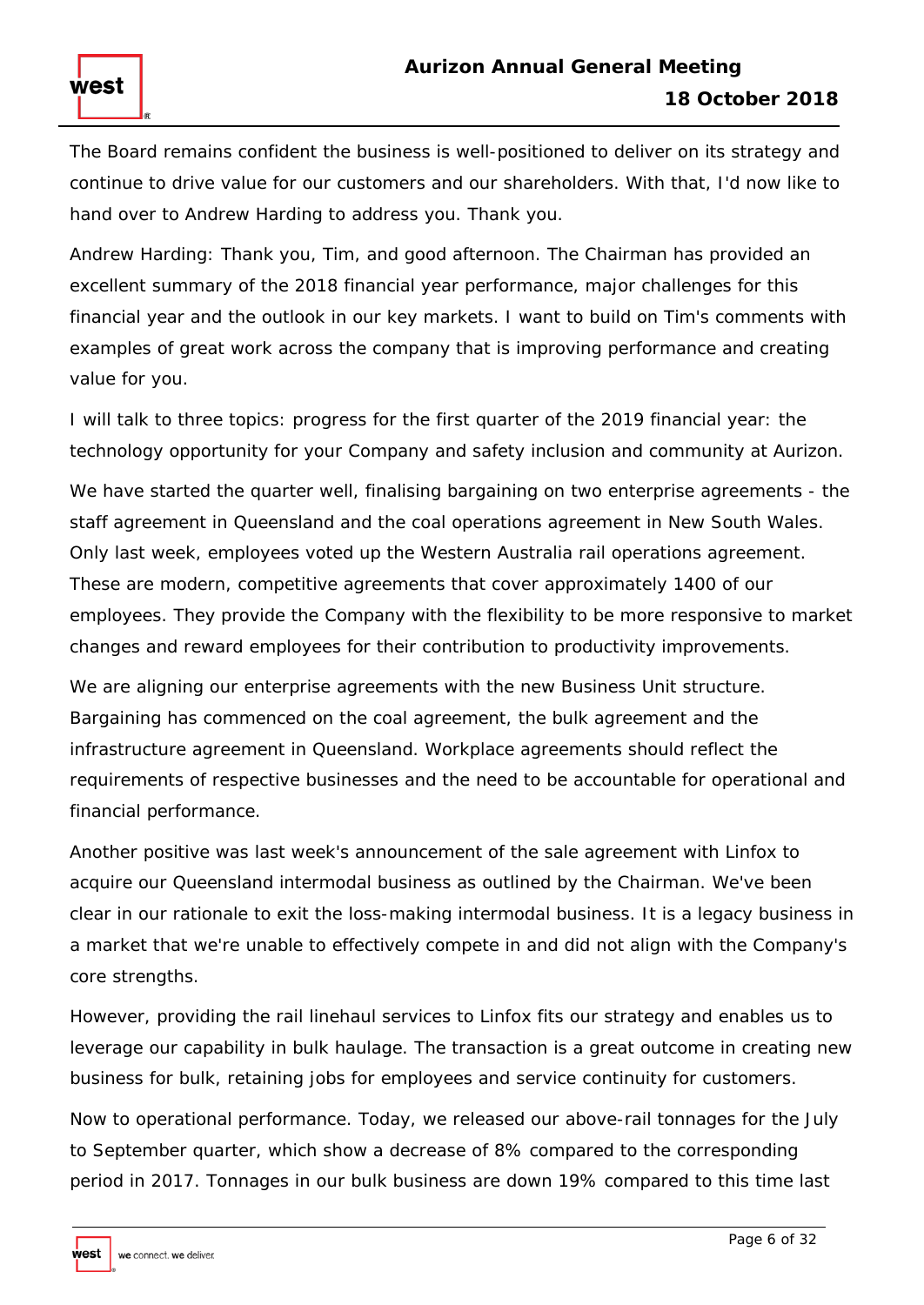The Board remains confident the business is well-positioned to deliver on its strategy and continue to drive value for our customers and our shareholders. With that, I'd now like to hand over to Andrew Harding to address you. Thank you.

Andrew Harding: Thank you, Tim, and good afternoon. The Chairman has provided an excellent summary of the 2018 financial year performance, major challenges for this financial year and the outlook in our key markets. I want to build on Tim's comments with examples of great work across the company that is improving performance and creating value for you.

I will talk to three topics: progress for the first quarter of the 2019 financial year: the technology opportunity for your Company and safety inclusion and community at Aurizon.

We have started the quarter well, finalising bargaining on two enterprise agreements - the staff agreement in Queensland and the coal operations agreement in New South Wales. Only last week, employees voted up the Western Australia rail operations agreement. These are modern, competitive agreements that cover approximately 1400 of our employees. They provide the Company with the flexibility to be more responsive to market changes and reward employees for their contribution to productivity improvements.

We are aligning our enterprise agreements with the new Business Unit structure. Bargaining has commenced on the coal agreement, the bulk agreement and the infrastructure agreement in Queensland. Workplace agreements should reflect the requirements of respective businesses and the need to be accountable for operational and financial performance.

Another positive was last week's announcement of the sale agreement with Linfox to acquire our Queensland intermodal business as outlined by the Chairman. We've been clear in our rationale to exit the loss-making intermodal business. It is a legacy business in a market that we're unable to effectively compete in and did not align with the Company's core strengths.

However, providing the rail linehaul services to Linfox fits our strategy and enables us to leverage our capability in bulk haulage. The transaction is a great outcome in creating new business for bulk, retaining jobs for employees and service continuity for customers.

Now to operational performance. Today, we released our above-rail tonnages for the July to September quarter, which show a decrease of 8% compared to the corresponding period in 2017. Tonnages in our bulk business are down 19% compared to this time last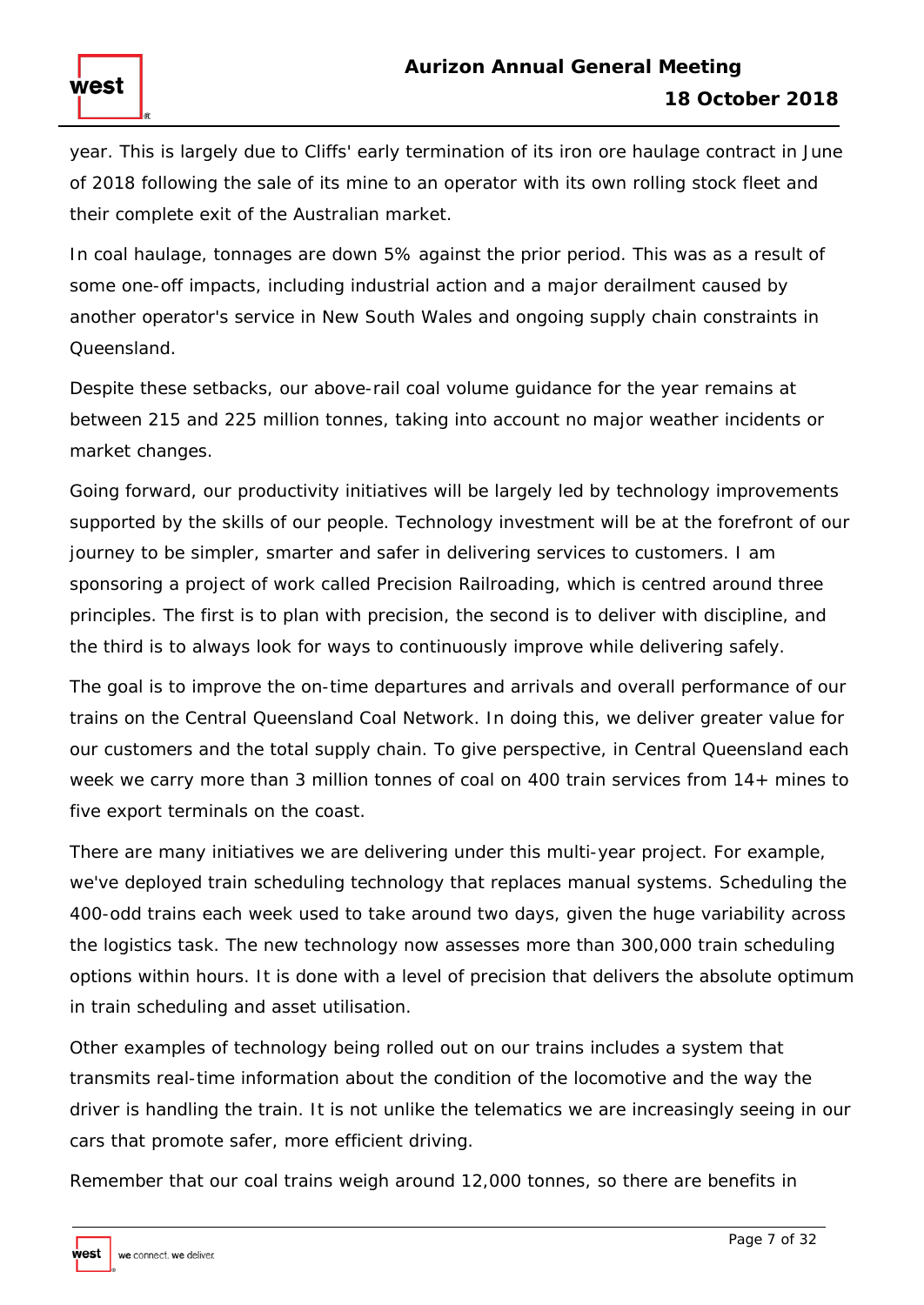year. This is largely due to Cliffs' early termination of its iron ore haulage contract in June of 2018 following the sale of its mine to an operator with its own rolling stock fleet and their complete exit of the Australian market.

In coal haulage, tonnages are down 5% against the prior period. This was as a result of some one-off impacts, including industrial action and a major derailment caused by another operator's service in New South Wales and ongoing supply chain constraints in Queensland.

Despite these setbacks, our above-rail coal volume guidance for the year remains at between 215 and 225 million tonnes, taking into account no major weather incidents or market changes.

Going forward, our productivity initiatives will be largely led by technology improvements supported by the skills of our people. Technology investment will be at the forefront of our journey to be simpler, smarter and safer in delivering services to customers. I am sponsoring a project of work called Precision Railroading, which is centred around three principles. The first is to plan with precision, the second is to deliver with discipline, and the third is to always look for ways to continuously improve while delivering safely.

The goal is to improve the on-time departures and arrivals and overall performance of our trains on the Central Queensland Coal Network. In doing this, we deliver greater value for our customers and the total supply chain. To give perspective, in Central Queensland each week we carry more than 3 million tonnes of coal on 400 train services from 14+ mines to five export terminals on the coast.

There are many initiatives we are delivering under this multi-year project. For example, we've deployed train scheduling technology that replaces manual systems. Scheduling the 400-odd trains each week used to take around two days, given the huge variability across the logistics task. The new technology now assesses more than 300,000 train scheduling options within hours. It is done with a level of precision that delivers the absolute optimum in train scheduling and asset utilisation.

Other examples of technology being rolled out on our trains includes a system that transmits real-time information about the condition of the locomotive and the way the driver is handling the train. It is not unlike the telematics we are increasingly seeing in our cars that promote safer, more efficient driving.

Remember that our coal trains weigh around 12,000 tonnes, so there are benefits in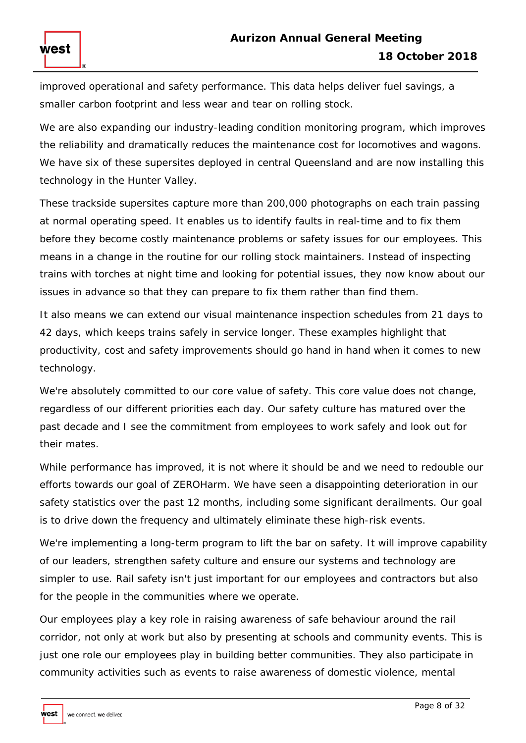improved operational and safety performance. This data helps deliver fuel savings, a smaller carbon footprint and less wear and tear on rolling stock.

We are also expanding our industry-leading condition monitoring program, which improves the reliability and dramatically reduces the maintenance cost for locomotives and wagons. We have six of these supersites deployed in central Queensland and are now installing this technology in the Hunter Valley.

These trackside supersites capture more than 200,000 photographs on each train passing at normal operating speed. It enables us to identify faults in real-time and to fix them before they become costly maintenance problems or safety issues for our employees. This means in a change in the routine for our rolling stock maintainers. Instead of inspecting trains with torches at night time and looking for potential issues, they now know about our issues in advance so that they can prepare to fix them rather than find them.

It also means we can extend our visual maintenance inspection schedules from 21 days to 42 days, which keeps trains safely in service longer. These examples highlight that productivity, cost and safety improvements should go hand in hand when it comes to new technology.

We're absolutely committed to our core value of safety. This core value does not change, regardless of our different priorities each day. Our safety culture has matured over the past decade and I see the commitment from employees to work safely and look out for their mates.

While performance has improved, it is not where it should be and we need to redouble our efforts towards our goal of ZEROHarm. We have seen a disappointing deterioration in our safety statistics over the past 12 months, including some significant derailments. Our goal is to drive down the frequency and ultimately eliminate these high-risk events.

We're implementing a long-term program to lift the bar on safety. It will improve capability of our leaders, strengthen safety culture and ensure our systems and technology are simpler to use. Rail safety isn't just important for our employees and contractors but also for the people in the communities where we operate.

Our employees play a key role in raising awareness of safe behaviour around the rail corridor, not only at work but also by presenting at schools and community events. This is just one role our employees play in building better communities. They also participate in community activities such as events to raise awareness of domestic violence, mental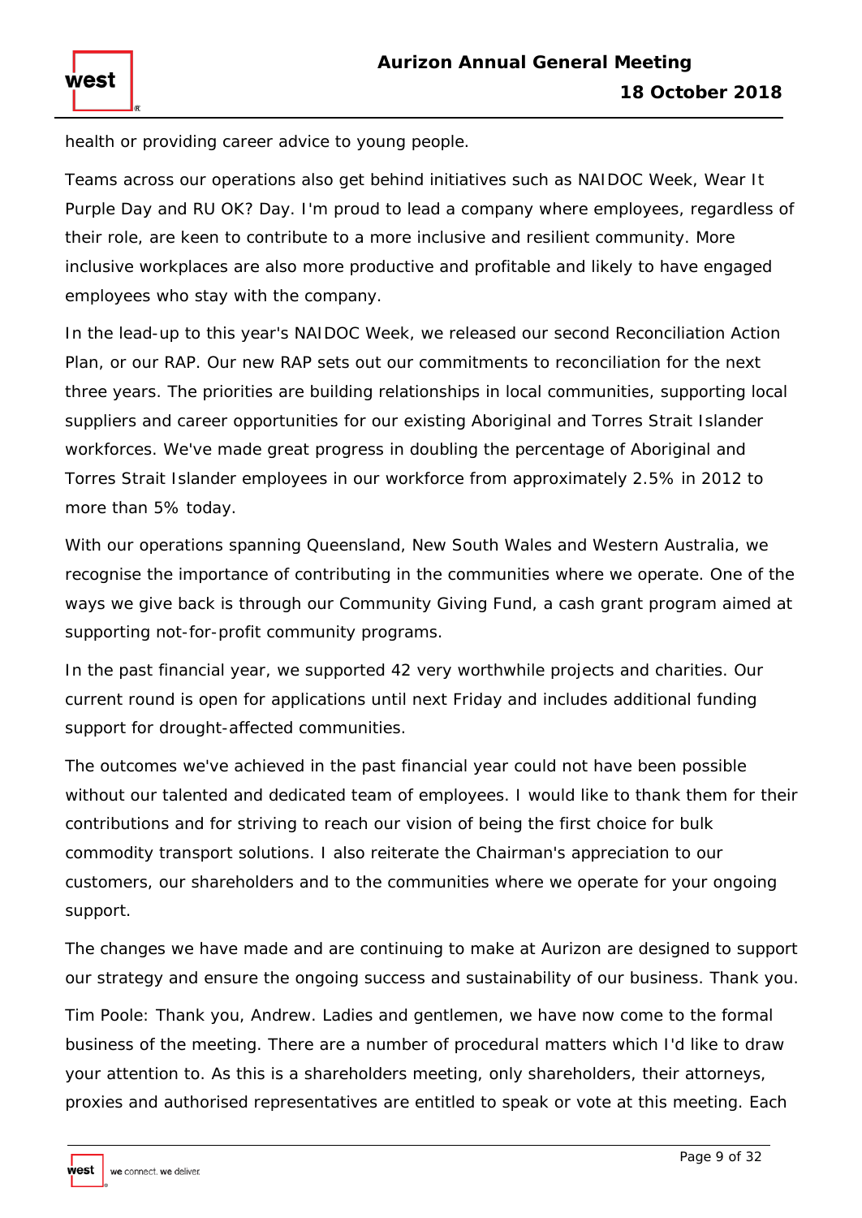health or providing career advice to young people.

Teams across our operations also get behind initiatives such as NAIDOC Week, Wear It Purple Day and RU OK? Day. I'm proud to lead a company where employees, regardless of their role, are keen to contribute to a more inclusive and resilient community. More inclusive workplaces are also more productive and profitable and likely to have engaged employees who stay with the company.

In the lead-up to this year's NAIDOC Week, we released our second Reconciliation Action Plan, or our RAP. Our new RAP sets out our commitments to reconciliation for the next three years. The priorities are building relationships in local communities, supporting local suppliers and career opportunities for our existing Aboriginal and Torres Strait Islander workforces. We've made great progress in doubling the percentage of Aboriginal and Torres Strait Islander employees in our workforce from approximately 2.5% in 2012 to more than 5% today.

With our operations spanning Queensland, New South Wales and Western Australia, we recognise the importance of contributing in the communities where we operate. One of the ways we give back is through our Community Giving Fund, a cash grant program aimed at supporting not-for-profit community programs.

In the past financial year, we supported 42 very worthwhile projects and charities. Our current round is open for applications until next Friday and includes additional funding support for drought-affected communities.

The outcomes we've achieved in the past financial year could not have been possible without our talented and dedicated team of employees. I would like to thank them for their contributions and for striving to reach our vision of being the first choice for bulk commodity transport solutions. I also reiterate the Chairman's appreciation to our customers, our shareholders and to the communities where we operate for your ongoing support.

The changes we have made and are continuing to make at Aurizon are designed to support our strategy and ensure the ongoing success and sustainability of our business. Thank you.

Tim Poole: Thank you, Andrew. Ladies and gentlemen, we have now come to the formal business of the meeting. There are a number of procedural matters which I'd like to draw your attention to. As this is a shareholders meeting, only shareholders, their attorneys, proxies and authorised representatives are entitled to speak or vote at this meeting. Each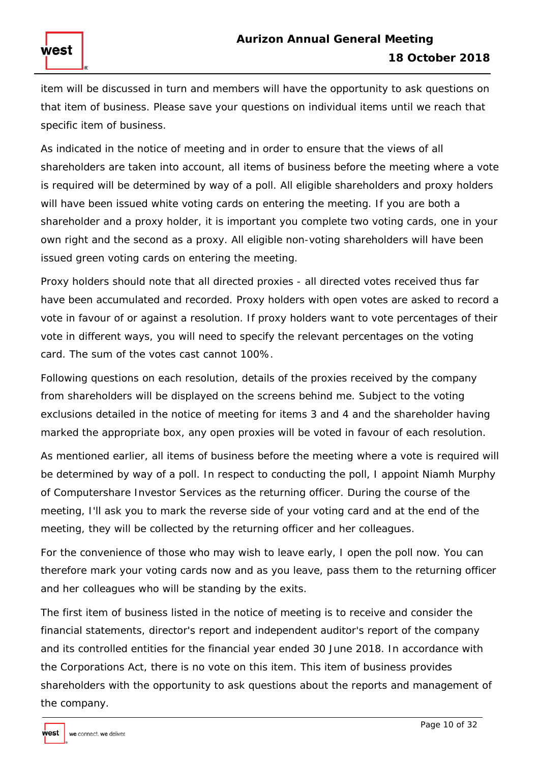item will be discussed in turn and members will have the opportunity to ask questions on that item of business. Please save your questions on individual items until we reach that specific item of business.

As indicated in the notice of meeting and in order to ensure that the views of all shareholders are taken into account, all items of business before the meeting where a vote is required will be determined by way of a poll. All eligible shareholders and proxy holders will have been issued white voting cards on entering the meeting. If you are both a shareholder and a proxy holder, it is important you complete two voting cards, one in your own right and the second as a proxy. All eligible non-voting shareholders will have been issued green voting cards on entering the meeting.

Proxy holders should note that all directed proxies - all directed votes received thus far have been accumulated and recorded. Proxy holders with open votes are asked to record a vote in favour of or against a resolution. If proxy holders want to vote percentages of their vote in different ways, you will need to specify the relevant percentages on the voting card. The sum of the votes cast cannot 100%.

Following questions on each resolution, details of the proxies received by the company from shareholders will be displayed on the screens behind me. Subject to the voting exclusions detailed in the notice of meeting for items 3 and 4 and the shareholder having marked the appropriate box, any open proxies will be voted in favour of each resolution.

As mentioned earlier, all items of business before the meeting where a vote is required will be determined by way of a poll. In respect to conducting the poll, I appoint Niamh Murphy of Computershare Investor Services as the returning officer. During the course of the meeting, I'll ask you to mark the reverse side of your voting card and at the end of the meeting, they will be collected by the returning officer and her colleagues.

For the convenience of those who may wish to leave early, I open the poll now. You can therefore mark your voting cards now and as you leave, pass them to the returning officer and her colleagues who will be standing by the exits.

The first item of business listed in the notice of meeting is to receive and consider the financial statements, director's report and independent auditor's report of the company and its controlled entities for the financial year ended 30 June 2018. In accordance with the Corporations Act, there is no vote on this item. This item of business provides shareholders with the opportunity to ask questions about the reports and management of the company.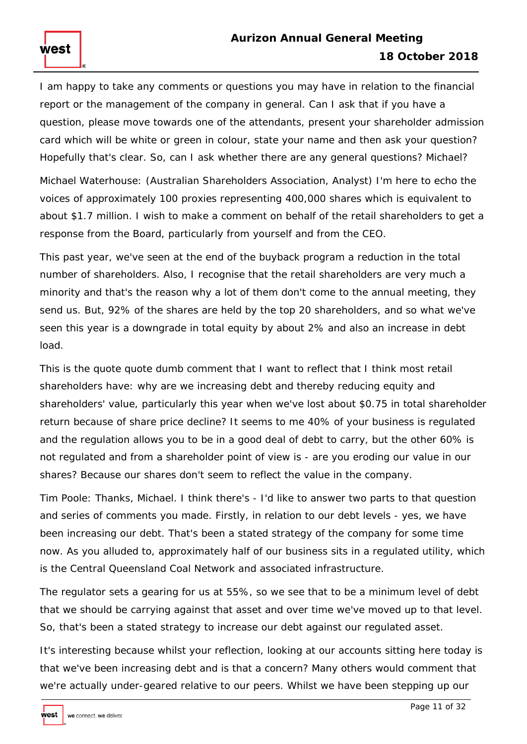I am happy to take any comments or questions you may have in relation to the financial report or the management of the company in general. Can I ask that if you have a question, please move towards one of the attendants, present your shareholder admission card which will be white or green in colour, state your name and then ask your question? Hopefully that's clear. So, can I ask whether there are any general questions? Michael?

Michael Waterhouse: (Australian Shareholders Association, Analyst) I'm here to echo the voices of approximately 100 proxies representing 400,000 shares which is equivalent to about $1.7 million. I wish to make a comment on behalf of the retail shareholders to get a response from the Board, particularly from yourself and from the CEO.

This past year, we've seen at the end of the buyback program a reduction in the total number of shareholders. Also, I recognise that the retail shareholders are very much a minority and that's the reason why a lot of them don't come to the annual meeting, they send us. But, 92% of the shares are held by the top 20 shareholders, and so what we've seen this year is a downgrade in total equity by about 2% and also an increase in debt load.

This is the quote quote dumb comment that I want to reflect that I think most retail shareholders have: why are we increasing debt and thereby reducing equity and shareholders' value, particularly this year when we've lost about $0.75 in total shareholder return because of share price decline? It seems to me 40% of your business is regulated and the regulation allows you to be in a good deal of debt to carry, but the other 60% is not regulated and from a shareholder point of view is - are you eroding our value in our shares? Because our shares don't seem to reflect the value in the company.

Tim Poole: Thanks, Michael. I think there's - I'd like to answer two parts to that question and series of comments you made. Firstly, in relation to our debt levels - yes, we have been increasing our debt. That's been a stated strategy of the company for some time now. As you alluded to, approximately half of our business sits in a regulated utility, which is the Central Queensland Coal Network and associated infrastructure.

The regulator sets a gearing for us at 55%, so we see that to be a minimum level of debt that we should be carrying against that asset and over time we've moved up to that level. So, that's been a stated strategy to increase our debt against our regulated asset.

It's interesting because whilst your reflection, looking at our accounts sitting here today is that we've been increasing debt and is that a concern? Many others would comment that we're actually under-geared relative to our peers. Whilst we have been stepping up our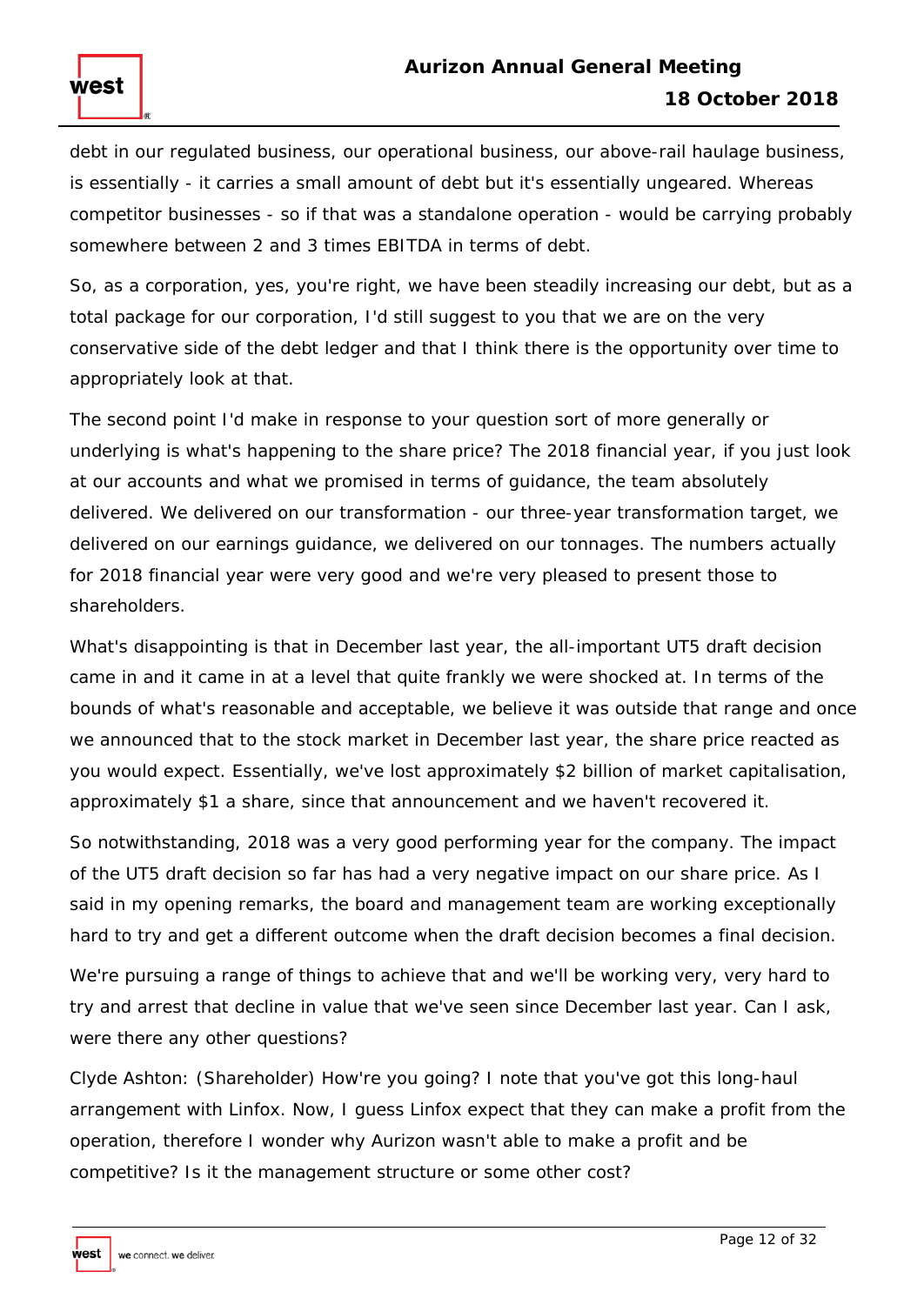debt in our regulated business, our operational business, our above-rail haulage business, is essentially - it carries a small amount of debt but it's essentially ungeared. Whereas competitor businesses - so if that was a standalone operation - would be carrying probably somewhere between 2 and 3 times EBITDA in terms of debt.

So, as a corporation, yes, you're right, we have been steadily increasing our debt, but as a total package for our corporation, I'd still suggest to you that we are on the very conservative side of the debt ledger and that I think there is the opportunity over time to appropriately look at that.

The second point I'd make in response to your question sort of more generally or underlying is what's happening to the share price? The 2018 financial year, if you just look at our accounts and what we promised in terms of guidance, the team absolutely delivered. We delivered on our transformation - our three-year transformation target, we delivered on our earnings guidance, we delivered on our tonnages. The numbers actually for 2018 financial year were very good and we're very pleased to present those to shareholders.

What's disappointing is that in December last year, the all-important UT5 draft decision came in and it came in at a level that quite frankly we were shocked at. In terms of the bounds of what's reasonable and acceptable, we believe it was outside that range and once we announced that to the stock market in December last year, the share price reacted as you would expect. Essentially, we've lost approximately $2 billion of market capitalisation, approximately $1 a share, since that announcement and we haven't recovered it.

So notwithstanding, 2018 was a very good performing year for the company. The impact of the UT5 draft decision so far has had a very negative impact on our share price. As I said in my opening remarks, the board and management team are working exceptionally hard to try and get a different outcome when the draft decision becomes a final decision.

We're pursuing a range of things to achieve that and we'll be working very, very hard to try and arrest that decline in value that we've seen since December last year. Can I ask, were there any other questions?

Clyde Ashton: (Shareholder) How're you going? I note that you've got this long-haul arrangement with Linfox. Now, I guess Linfox expect that they can make a profit from the operation, therefore I wonder why Aurizon wasn't able to make a profit and be competitive? Is it the management structure or some other cost?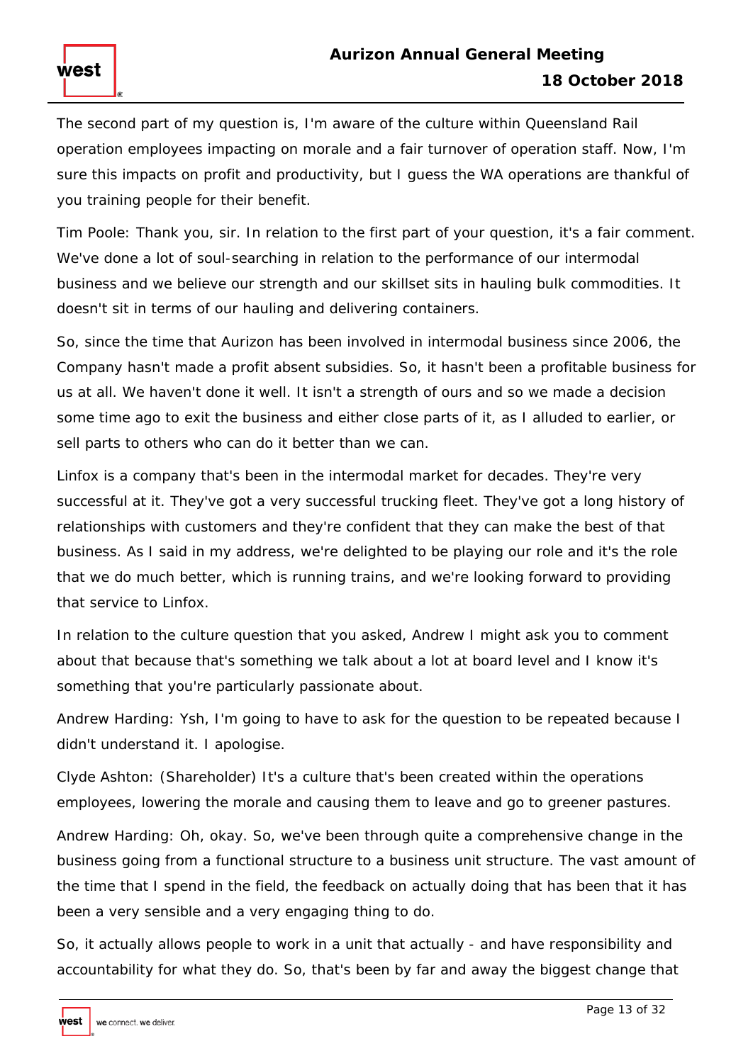The second part of my question is, I'm aware of the culture within Queensland Rail operation employees impacting on morale and a fair turnover of operation staff. Now, I'm sure this impacts on profit and productivity, but I guess the WA operations are thankful of you training people for their benefit.

Tim Poole: Thank you, sir. In relation to the first part of your question, it's a fair comment. We've done a lot of soul-searching in relation to the performance of our intermodal business and we believe our strength and our skillset sits in hauling bulk commodities. It doesn't sit in terms of our hauling and delivering containers.

So, since the time that Aurizon has been involved in intermodal business since 2006, the Company hasn't made a profit absent subsidies. So, it hasn't been a profitable business for us at all. We haven't done it well. It isn't a strength of ours and so we made a decision some time ago to exit the business and either close parts of it, as I alluded to earlier, or sell parts to others who can do it better than we can.

Linfox is a company that's been in the intermodal market for decades. They're very successful at it. They've got a very successful trucking fleet. They've got a long history of relationships with customers and they're confident that they can make the best of that business. As I said in my address, we're delighted to be playing our role and it's the role that we do much better, which is running trains, and we're looking forward to providing that service to Linfox.

In relation to the culture question that you asked, Andrew I might ask you to comment about that because that's something we talk about a lot at board level and I know it's something that you're particularly passionate about.

Andrew Harding: Ysh, I'm going to have to ask for the question to be repeated because I didn't understand it. I apologise.

Clyde Ashton: (Shareholder) It's a culture that's been created within the operations employees, lowering the morale and causing them to leave and go to greener pastures.

Andrew Harding: Oh, okay. So, we've been through quite a comprehensive change in the business going from a functional structure to a business unit structure. The vast amount of the time that I spend in the field, the feedback on actually doing that has been that it has been a very sensible and a very engaging thing to do.

So, it actually allows people to work in a unit that actually - and have responsibility and accountability for what they do. So, that's been by far and away the biggest change that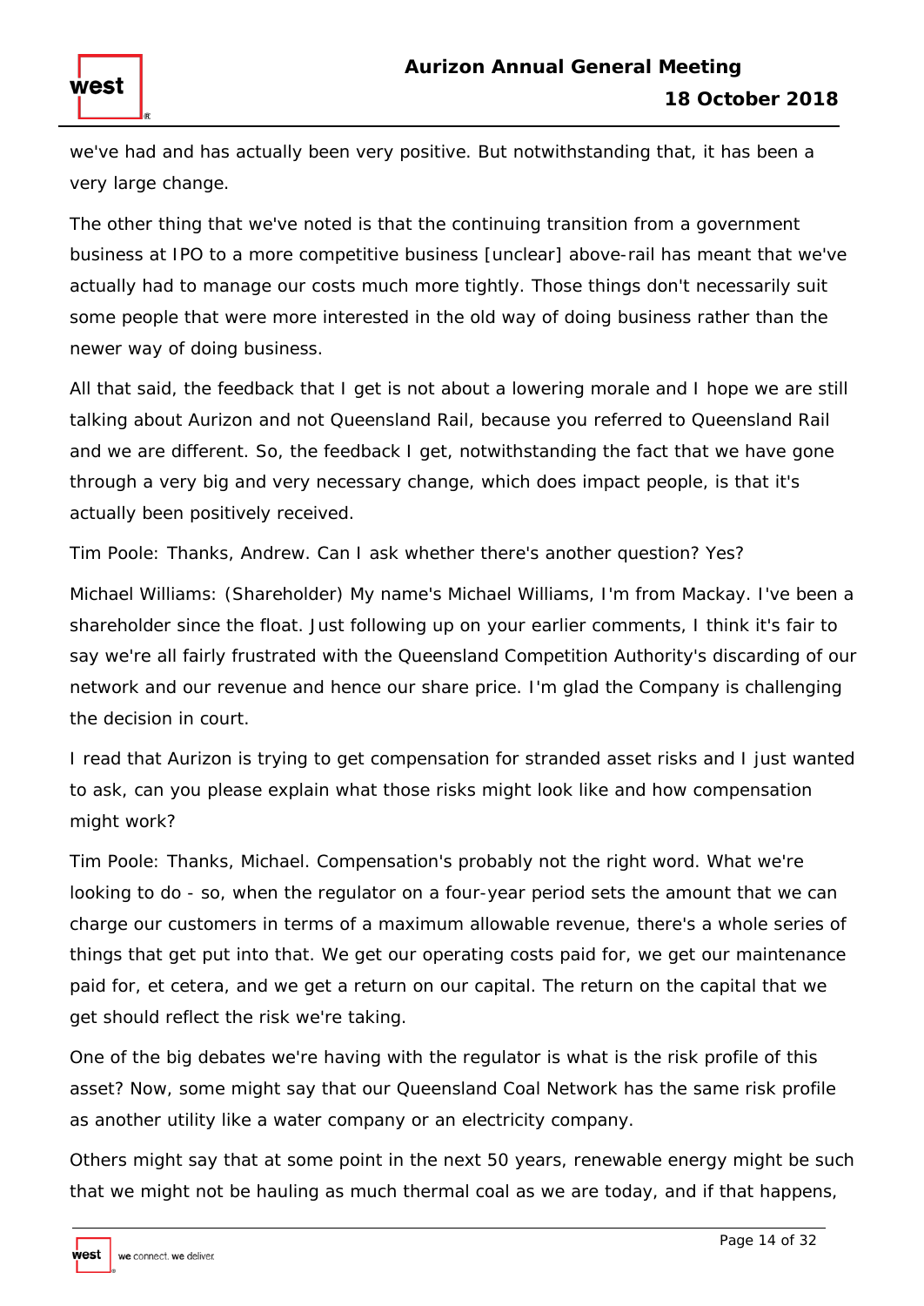we've had and has actually been very positive. But notwithstanding that, it has been a very large change.

The other thing that we've noted is that the continuing transition from a government business at IPO to a more competitive business [unclear] above-rail has meant that we've actually had to manage our costs much more tightly. Those things don't necessarily suit some people that were more interested in the old way of doing business rather than the newer way of doing business.

All that said, the feedback that I get is not about a lowering morale and I hope we are still talking about Aurizon and not Queensland Rail, because you referred to Queensland Rail and we are different. So, the feedback I get, notwithstanding the fact that we have gone through a very big and very necessary change, which does impact people, is that it's actually been positively received.

Tim Poole: Thanks, Andrew. Can I ask whether there's another question? Yes?

Michael Williams: (Shareholder) My name's Michael Williams, I'm from Mackay. I've been a shareholder since the float. Just following up on your earlier comments, I think it's fair to say we're all fairly frustrated with the Queensland Competition Authority's discarding of our network and our revenue and hence our share price. I'm glad the Company is challenging the decision in court.

I read that Aurizon is trying to get compensation for stranded asset risks and I just wanted to ask, can you please explain what those risks might look like and how compensation might work?

Tim Poole: Thanks, Michael. Compensation's probably not the right word. What we're looking to do - so, when the regulator on a four-year period sets the amount that we can charge our customers in terms of a maximum allowable revenue, there's a whole series of things that get put into that. We get our operating costs paid for, we get our maintenance paid for, et cetera, and we get a return on our capital. The return on the capital that we get should reflect the risk we're taking.

One of the big debates we're having with the regulator is what is the risk profile of this asset? Now, some might say that our Queensland Coal Network has the same risk profile as another utility like a water company or an electricity company.

Others might say that at some point in the next 50 years, renewable energy might be such that we might not be hauling as much thermal coal as we are today, and if that happens,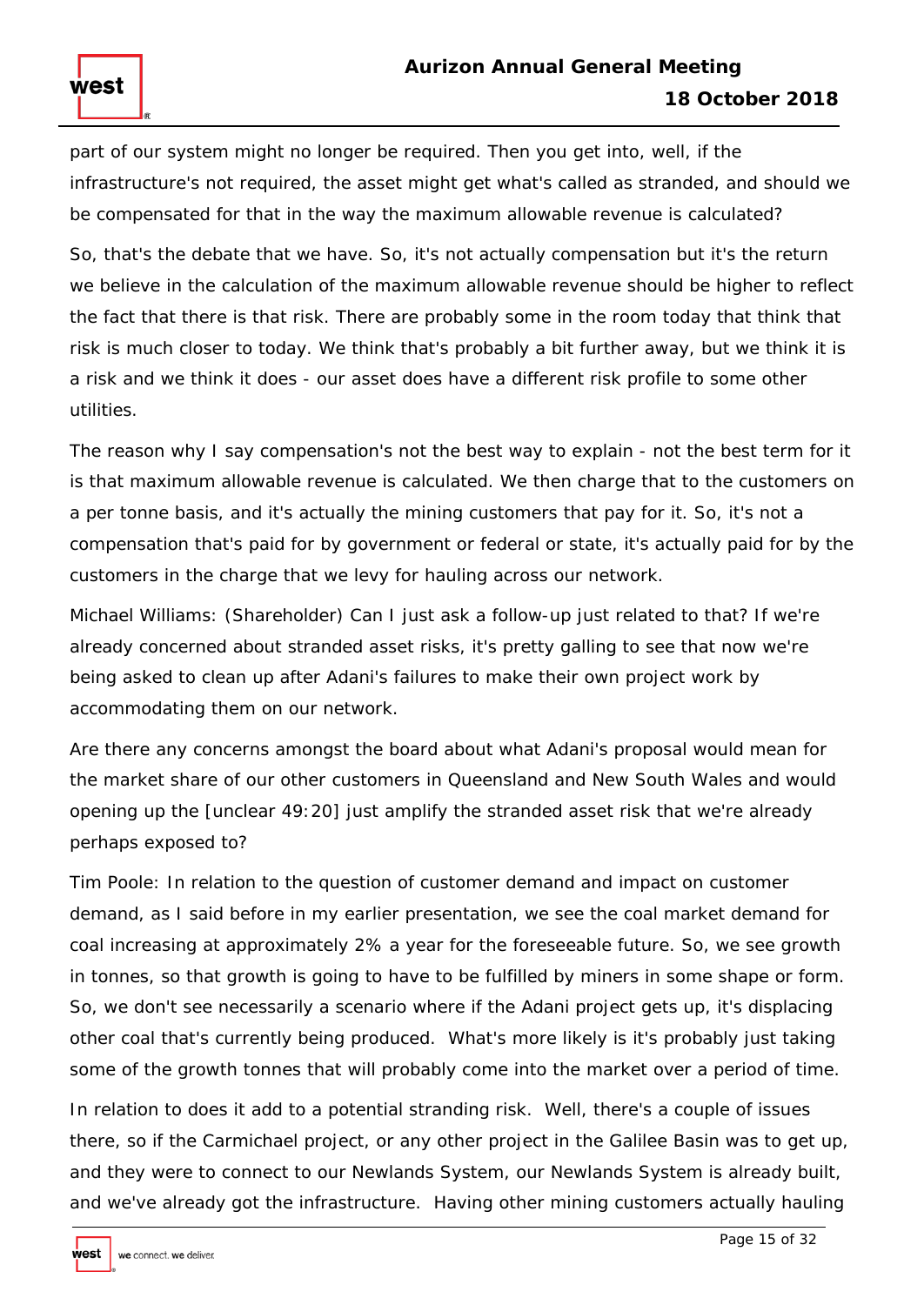part of our system might no longer be required. Then you get into, well, if the infrastructure's not required, the asset might get what's called as stranded, and should we be compensated for that in the way the maximum allowable revenue is calculated?

So, that's the debate that we have. So, it's not actually compensation but it's the return we believe in the calculation of the maximum allowable revenue should be higher to reflect the fact that there is that risk. There are probably some in the room today that think that risk is much closer to today. We think that's probably a bit further away, but we think it is a risk and we think it does - our asset does have a different risk profile to some other utilities.

The reason why I say compensation's not the best way to explain - not the best term for it is that maximum allowable revenue is calculated. We then charge that to the customers on a per tonne basis, and it's actually the mining customers that pay for it. So, it's not a compensation that's paid for by government or federal or state, it's actually paid for by the customers in the charge that we levy for hauling across our network.

Michael Williams: (Shareholder) Can I just ask a follow-up just related to that? If we're already concerned about stranded asset risks, it's pretty galling to see that now we're being asked to clean up after Adani's failures to make their own project work by accommodating them on our network.

Are there any concerns amongst the board about what Adani's proposal would mean for the market share of our other customers in Queensland and New South Wales and would opening up the [unclear 49:20] just amplify the stranded asset risk that we're already perhaps exposed to?

Tim Poole: In relation to the question of customer demand and impact on customer demand, as I said before in my earlier presentation, we see the coal market demand for coal increasing at approximately 2% a year for the foreseeable future. So, we see growth in tonnes, so that growth is going to have to be fulfilled by miners in some shape or form. So, we don't see necessarily a scenario where if the Adani project gets up, it's displacing other coal that's currently being produced. What's more likely is it's probably just taking some of the growth tonnes that will probably come into the market over a period of time.

In relation to does it add to a potential stranding risk. Well, there's a couple of issues there, so if the Carmichael project, or any other project in the Galilee Basin was to get up, and they were to connect to our Newlands System, our Newlands System is already built, and we've already got the infrastructure. Having other mining customers actually hauling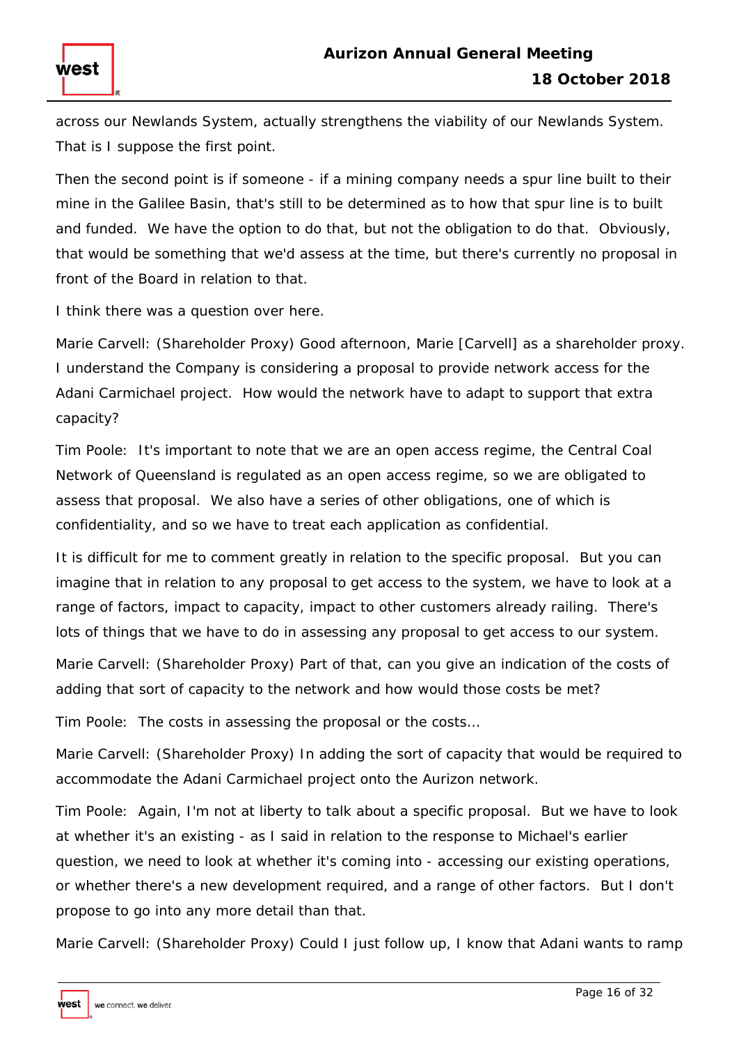across our Newlands System, actually strengthens the viability of our Newlands System. That is I suppose the first point.

Then the second point is if someone - if a mining company needs a spur line built to their mine in the Galilee Basin, that's still to be determined as to how that spur line is to built and funded. We have the option to do that, but not the obligation to do that. Obviously, that would be something that we'd assess at the time, but there's currently no proposal in front of the Board in relation to that.

I think there was a question over here.

Marie Carvell: (Shareholder Proxy) Good afternoon, Marie [Carvell] as a shareholder proxy. I understand the Company is considering a proposal to provide network access for the Adani Carmichael project. How would the network have to adapt to support that extra capacity?

Tim Poole: It's important to note that we are an open access regime, the Central Coal Network of Queensland is regulated as an open access regime, so we are obligated to assess that proposal. We also have a series of other obligations, one of which is confidentiality, and so we have to treat each application as confidential.

It is difficult for me to comment greatly in relation to the specific proposal. But you can imagine that in relation to any proposal to get access to the system, we have to look at a range of factors, impact to capacity, impact to other customers already railing. There's lots of things that we have to do in assessing any proposal to get access to our system.

Marie Carvell: (Shareholder Proxy) Part of that, can you give an indication of the costs of adding that sort of capacity to the network and how would those costs be met?

Tim Poole: The costs in assessing the proposal or the costs...

Marie Carvell: (Shareholder Proxy) In adding the sort of capacity that would be required to accommodate the Adani Carmichael project onto the Aurizon network.

Tim Poole: Again, I'm not at liberty to talk about a specific proposal. But we have to look at whether it's an existing - as I said in relation to the response to Michael's earlier question, we need to look at whether it's coming into - accessing our existing operations, or whether there's a new development required, and a range of other factors. But I don't propose to go into any more detail than that.

Marie Carvell: (Shareholder Proxy) Could I just follow up, I know that Adani wants to ramp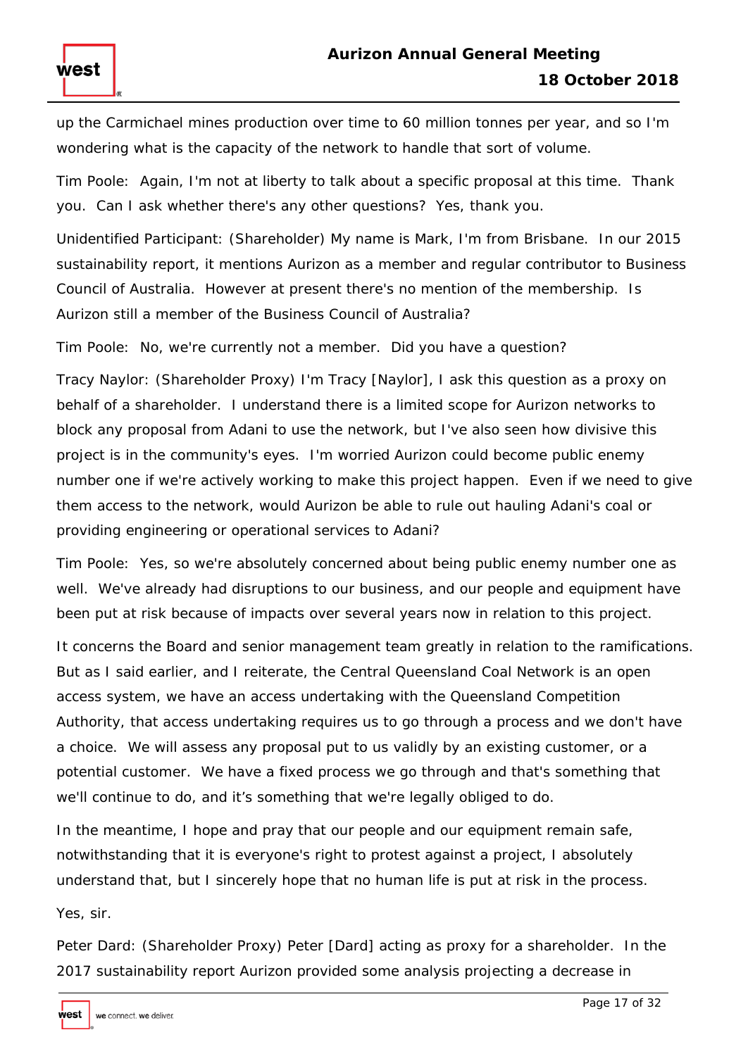up the Carmichael mines production over time to 60 million tonnes per year, and so I'm wondering what is the capacity of the network to handle that sort of volume.

Tim Poole: Again, I'm not at liberty to talk about a specific proposal at this time. Thank you. Can I ask whether there's any other questions? Yes, thank you.

Unidentified Participant: (Shareholder) My name is Mark, I'm from Brisbane. In our 2015 sustainability report, it mentions Aurizon as a member and regular contributor to Business Council of Australia. However at present there's no mention of the membership. Is Aurizon still a member of the Business Council of Australia?

Tim Poole: No, we're currently not a member. Did you have a question?

Tracy Naylor: (Shareholder Proxy) I'm Tracy [Naylor], I ask this question as a proxy on behalf of a shareholder. I understand there is a limited scope for Aurizon networks to block any proposal from Adani to use the network, but I've also seen how divisive this project is in the community's eyes. I'm worried Aurizon could become public enemy number one if we're actively working to make this project happen. Even if we need to give them access to the network, would Aurizon be able to rule out hauling Adani's coal or providing engineering or operational services to Adani?

Tim Poole: Yes, so we're absolutely concerned about being public enemy number one as well. We've already had disruptions to our business, and our people and equipment have been put at risk because of impacts over several years now in relation to this project.

It concerns the Board and senior management team greatly in relation to the ramifications. But as I said earlier, and I reiterate, the Central Queensland Coal Network is an open access system, we have an access undertaking with the Queensland Competition Authority, that access undertaking requires us to go through a process and we don't have a choice. We will assess any proposal put to us validly by an existing customer, or a potential customer. We have a fixed process we go through and that's something that we'll continue to do, and it's something that we're legally obliged to do.

In the meantime, I hope and pray that our people and our equipment remain safe, notwithstanding that it is everyone's right to protest against a project, I absolutely understand that, but I sincerely hope that no human life is put at risk in the process.

Yes, sir.

Peter Dard: (Shareholder Proxy) Peter [Dard] acting as proxy for a shareholder. In the 2017 sustainability report Aurizon provided some analysis projecting a decrease in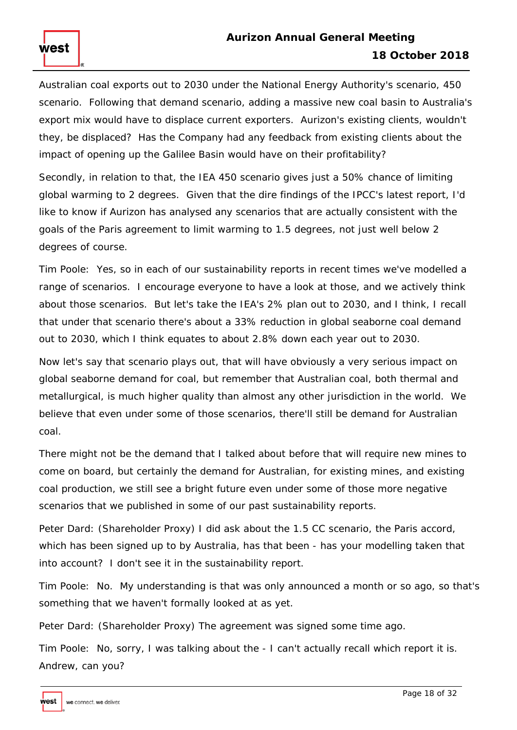Australian coal exports out to 2030 under the National Energy Authority's scenario, 450 scenario. Following that demand scenario, adding a massive new coal basin to Australia's export mix would have to displace current exporters. Aurizon's existing clients, wouldn't they, be displaced? Has the Company had any feedback from existing clients about the impact of opening up the Galilee Basin would have on their profitability?

Secondly, in relation to that, the IEA 450 scenario gives just a 50% chance of limiting global warming to 2 degrees. Given that the dire findings of the IPCC's latest report, I'd like to know if Aurizon has analysed any scenarios that are actually consistent with the goals of the Paris agreement to limit warming to 1.5 degrees, not just well below 2 degrees of course.

Tim Poole: Yes, so in each of our sustainability reports in recent times we've modelled a range of scenarios. I encourage everyone to have a look at those, and we actively think about those scenarios. But let's take the IEA's 2% plan out to 2030, and I think, I recall that under that scenario there's about a 33% reduction in global seaborne coal demand out to 2030, which I think equates to about 2.8% down each year out to 2030.

Now let's say that scenario plays out, that will have obviously a very serious impact on global seaborne demand for coal, but remember that Australian coal, both thermal and metallurgical, is much higher quality than almost any other jurisdiction in the world. We believe that even under some of those scenarios, there'll still be demand for Australian coal.

There might not be the demand that I talked about before that will require new mines to come on board, but certainly the demand for Australian, for existing mines, and existing coal production, we still see a bright future even under some of those more negative scenarios that we published in some of our past sustainability reports.

Peter Dard: (Shareholder Proxy) I did ask about the 1.5 CC scenario, the Paris accord, which has been signed up to by Australia, has that been - has your modelling taken that into account? I don't see it in the sustainability report.

Tim Poole: No. My understanding is that was only announced a month or so ago, so that's something that we haven't formally looked at as yet.

Peter Dard: (Shareholder Proxy) The agreement was signed some time ago.

Tim Poole: No, sorry, I was talking about the - I can't actually recall which report it is. Andrew, can you?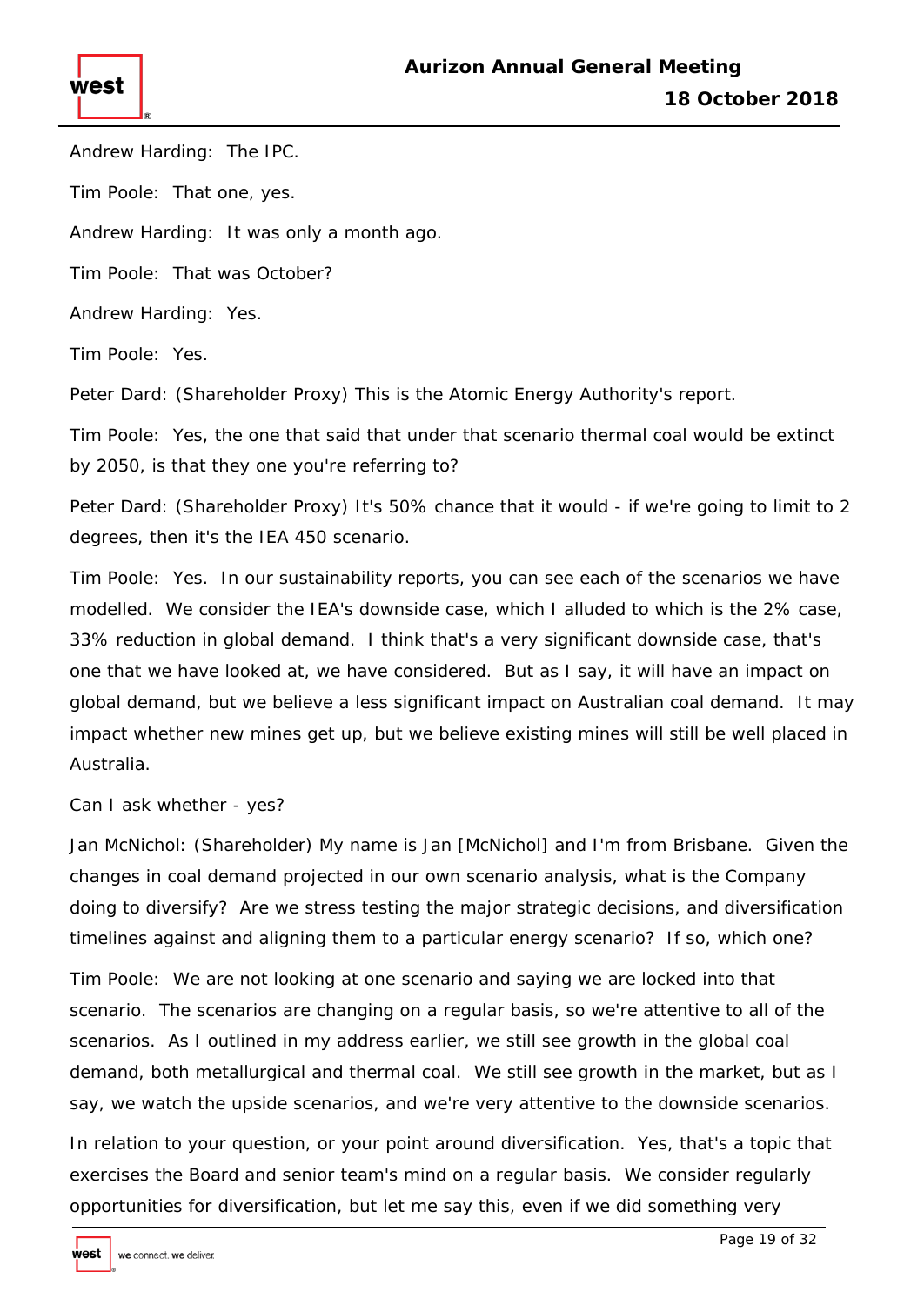Andrew Harding: The IPC.

Tim Poole: That one, yes.

Andrew Harding: It was only a month ago.

Tim Poole: That was October?

Andrew Harding: Yes.

Tim Poole: Yes.

Peter Dard: (Shareholder Proxy) This is the Atomic Energy Authority's report.

Tim Poole: Yes, the one that said that under that scenario thermal coal would be extinct by 2050, is that they one you're referring to?

Peter Dard: (Shareholder Proxy) It's 50% chance that it would - if we're going to limit to 2 degrees, then it's the IEA 450 scenario.

Tim Poole: Yes. In our sustainability reports, you can see each of the scenarios we have modelled. We consider the IEA's downside case, which I alluded to which is the 2% case, 33% reduction in global demand. I think that's a very significant downside case, that's one that we have looked at, we have considered. But as I say, it will have an impact on global demand, but we believe a less significant impact on Australian coal demand. It may impact whether new mines get up, but we believe existing mines will still be well placed in Australia.

Can I ask whether - yes?

Jan McNichol: (Shareholder) My name is Jan [McNichol] and I'm from Brisbane. Given the changes in coal demand projected in our own scenario analysis, what is the Company doing to diversify? Are we stress testing the major strategic decisions, and diversification timelines against and aligning them to a particular energy scenario? If so, which one?

Tim Poole: We are not looking at one scenario and saying we are locked into that scenario. The scenarios are changing on a regular basis, so we're attentive to all of the scenarios. As I outlined in my address earlier, we still see growth in the global coal demand, both metallurgical and thermal coal. We still see growth in the market, but as I say, we watch the upside scenarios, and we're very attentive to the downside scenarios.

In relation to your question, or your point around diversification. Yes, that's a topic that exercises the Board and senior team's mind on a regular basis. We consider regularly opportunities for diversification, but let me say this, even if we did something very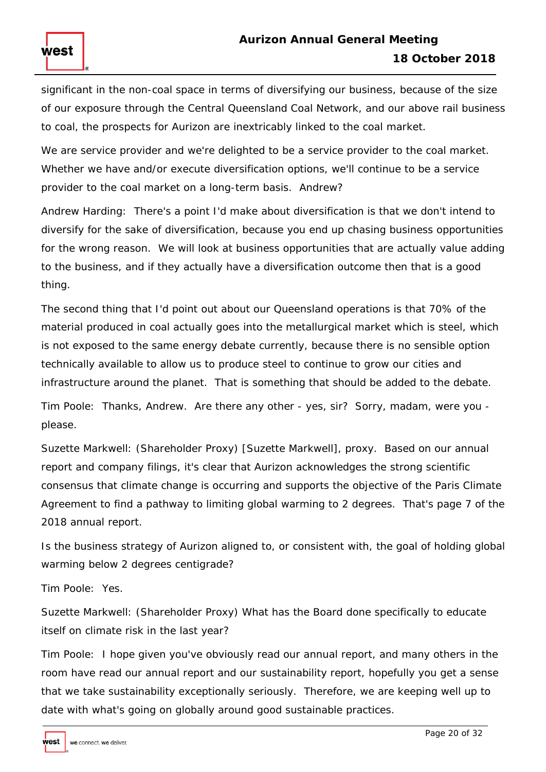significant in the non-coal space in terms of diversifying our business, because of the size of our exposure through the Central Queensland Coal Network, and our above rail business to coal, the prospects for Aurizon are inextricably linked to the coal market.

We are service provider and we're delighted to be a service provider to the coal market. Whether we have and/or execute diversification options, we'll continue to be a service provider to the coal market on a long-term basis. Andrew?

Andrew Harding: There's a point I'd make about diversification is that we don't intend to diversify for the sake of diversification, because you end up chasing business opportunities for the wrong reason. We will look at business opportunities that are actually value adding to the business, and if they actually have a diversification outcome then that is a good thing.

The second thing that I'd point out about our Queensland operations is that 70% of the material produced in coal actually goes into the metallurgical market which is steel, which is not exposed to the same energy debate currently, because there is no sensible option technically available to allow us to produce steel to continue to grow our cities and infrastructure around the planet. That is something that should be added to the debate.

Tim Poole: Thanks, Andrew. Are there any other - yes, sir? Sorry, madam, were you - please.

Suzette Markwell: (Shareholder Proxy) [Suzette Markwell], proxy. Based on our annual report and company filings, it's clear that Aurizon acknowledges the strong scientific consensus that climate change is occurring and supports the objective of the Paris Climate Agreement to find a pathway to limiting global warming to 2 degrees. That's page 7 of the 2018 annual report.

Is the business strategy of Aurizon aligned to, or consistent with, the goal of holding global warming below 2 degrees centigrade?

Tim Poole: Yes.

Suzette Markwell: (Shareholder Proxy) What has the Board done specifically to educate itself on climate risk in the last year?

Tim Poole: I hope given you've obviously read our annual report, and many others in the room have read our annual report and our sustainability report, hopefully you get a sense that we take sustainability exceptionally seriously. Therefore, we are keeping well up to date with what's going on globally around good sustainable practices.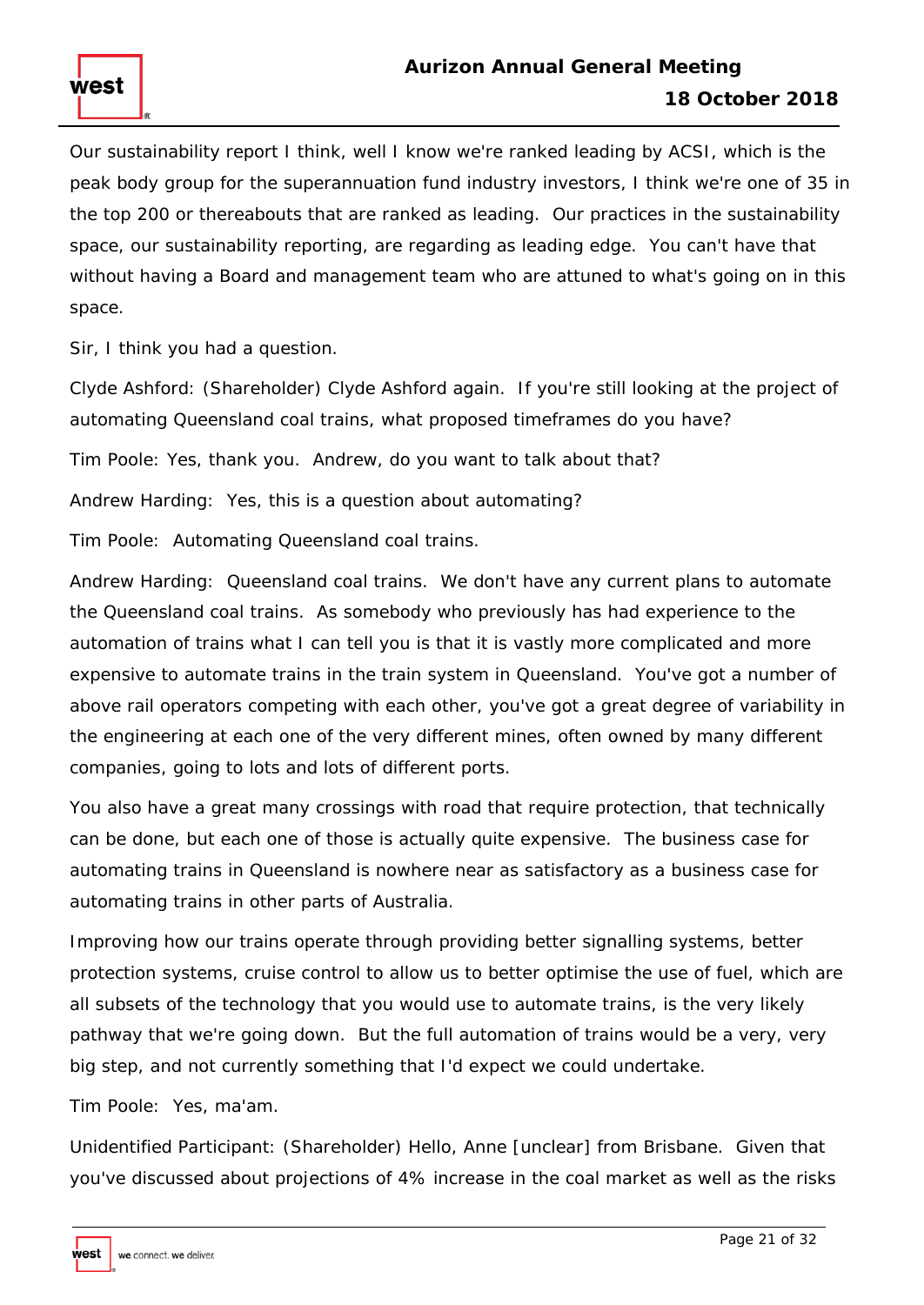Our sustainability report I think, well I know we're ranked leading by ACSI, which is the peak body group for the superannuation fund industry investors, I think we're one of 35 in the top 200 or thereabouts that are ranked as leading. Our practices in the sustainability space, our sustainability reporting, are regarding as leading edge. You can't have that without having a Board and management team who are attuned to what's going on in this space.

Sir, I think you had a question.

Clyde Ashford: (Shareholder) Clyde Ashford again. If you're still looking at the project of automating Queensland coal trains, what proposed timeframes do you have?

Tim Poole: Yes, thank you. Andrew, do you want to talk about that?

Andrew Harding: Yes, this is a question about automating?

Tim Poole: Automating Queensland coal trains.

Andrew Harding: Queensland coal trains. We don't have any current plans to automate the Queensland coal trains. As somebody who previously has had experience to the automation of trains what I can tell you is that it is vastly more complicated and more expensive to automate trains in the train system in Queensland. You've got a number of above rail operators competing with each other, you've got a great degree of variability in the engineering at each one of the very different mines, often owned by many different companies, going to lots and lots of different ports.

You also have a great many crossings with road that require protection, that technically can be done, but each one of those is actually quite expensive. The business case for automating trains in Queensland is nowhere near as satisfactory as a business case for automating trains in other parts of Australia.

Improving how our trains operate through providing better signalling systems, better protection systems, cruise control to allow us to better optimise the use of fuel, which are all subsets of the technology that you would use to automate trains, is the very likely pathway that we're going down. But the full automation of trains would be a very, very big step, and not currently something that I'd expect we could undertake.

Tim Poole: Yes, ma'am.

Unidentified Participant: (Shareholder) Hello, Anne [unclear] from Brisbane. Given that you've discussed about projections of 4% increase in the coal market as well as the risks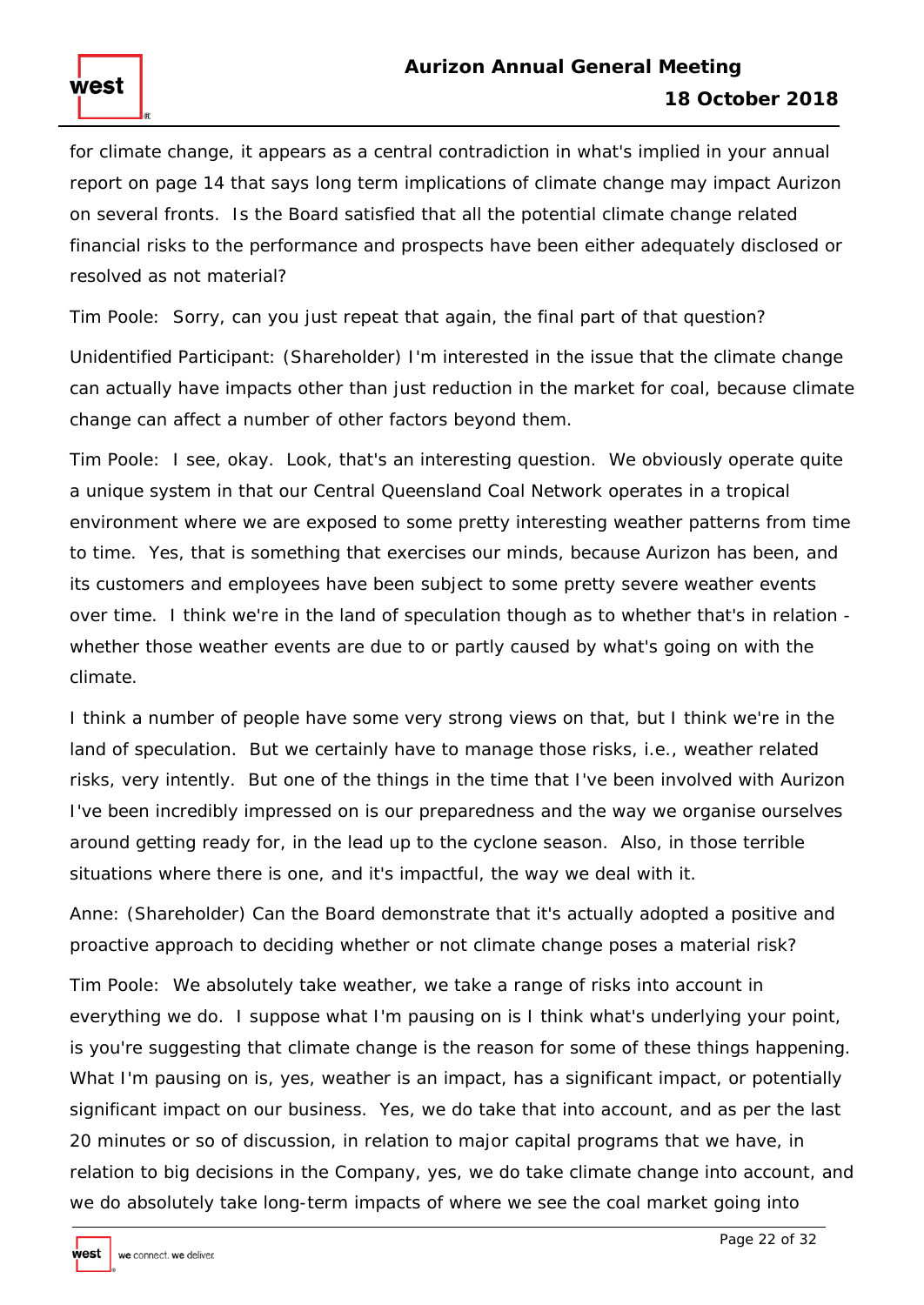for climate change, it appears as a central contradiction in what's implied in your annual report on page 14 that says long term implications of climate change may impact Aurizon on several fronts. Is the Board satisfied that all the potential climate change related financial risks to the performance and prospects have been either adequately disclosed or resolved as not material?

Tim Poole: Sorry, can you just repeat that again, the final part of that question?

Unidentified Participant: (Shareholder) I'm interested in the issue that the climate change can actually have impacts other than just reduction in the market for coal, because climate change can affect a number of other factors beyond them.

Tim Poole: I see, okay. Look, that's an interesting question. We obviously operate quite a unique system in that our Central Queensland Coal Network operates in a tropical environment where we are exposed to some pretty interesting weather patterns from time to time. Yes, that is something that exercises our minds, because Aurizon has been, and its customers and employees have been subject to some pretty severe weather events over time. I think we're in the land of speculation though as to whether that's in relation - whether those weather events are due to or partly caused by what's going on with the climate.

I think a number of people have some very strong views on that, but I think we're in the land of speculation. But we certainly have to manage those risks, i.e., weather related risks, very intently. But one of the things in the time that I've been involved with Aurizon I've been incredibly impressed on is our preparedness and the way we organise ourselves around getting ready for, in the lead up to the cyclone season. Also, in those terrible situations where there is one, and it's impactful, the way we deal with it.

Anne: (Shareholder) Can the Board demonstrate that it's actually adopted a positive and proactive approach to deciding whether or not climate change poses a material risk?

Tim Poole: We absolutely take weather, we take a range of risks into account in everything we do. I suppose what I'm pausing on is I think what's underlying your point, is you're suggesting that climate change is the reason for some of these things happening. What I'm pausing on is, yes, weather is an impact, has a significant impact, or potentially significant impact on our business. Yes, we do take that into account, and as per the last 20 minutes or so of discussion, in relation to major capital programs that we have, in relation to big decisions in the Company, yes, we do take climate change into account, and we do absolutely take long-term impacts of where we see the coal market going into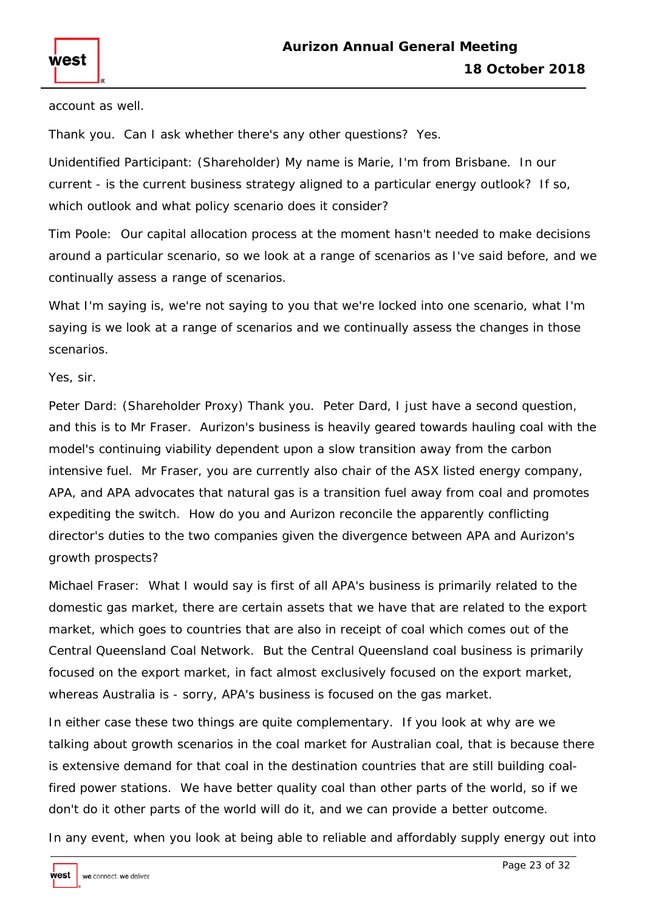account as well.

Thank you. Can I ask whether there's any other questions? Yes.

Unidentified Participant: (Shareholder) My name is Marie, I'm from Brisbane. In our current - is the current business strategy aligned to a particular energy outlook? If so, which outlook and what policy scenario does it consider?

Tim Poole: Our capital allocation process at the moment hasn't needed to make decisions around a particular scenario, so we look at a range of scenarios as I've said before, and we continually assess a range of scenarios.

What I'm saying is, we're not saying to you that we're locked into one scenario, what I'm saying is we look at a range of scenarios and we continually assess the changes in those scenarios.

Yes, sir.

Peter Dard: (Shareholder Proxy) Thank you. Peter Dard, I just have a second question, and this is to Mr Fraser. Aurizon's business is heavily geared towards hauling coal with the model's continuing viability dependent upon a slow transition away from the carbon intensive fuel. Mr Fraser, you are currently also chair of the ASX listed energy company, APA, and APA advocates that natural gas is a transition fuel away from coal and promotes expediting the switch. How do you and Aurizon reconcile the apparently conflicting director's duties to the two companies given the divergence between APA and Aurizon's growth prospects?

Michael Fraser: What I would say is first of all APA's business is primarily related to the domestic gas market, there are certain assets that we have that are related to the export market, which goes to countries that are also in receipt of coal which comes out of the Central Queensland Coal Network. But the Central Queensland coal business is primarily focused on the export market, in fact almost exclusively focused on the export market, whereas Australia is - sorry, APA's business is focused on the gas market.

In either case these two things are quite complementary. If you look at why are we talking about growth scenarios in the coal market for Australian coal, that is because there is extensive demand for that coal in the destination countries that are still building coal-fired power stations. We have better quality coal than other parts of the world, so if we don't do it other parts of the world will do it, and we can provide a better outcome.

In any event, when you look at being able to reliable and affordably supply energy out into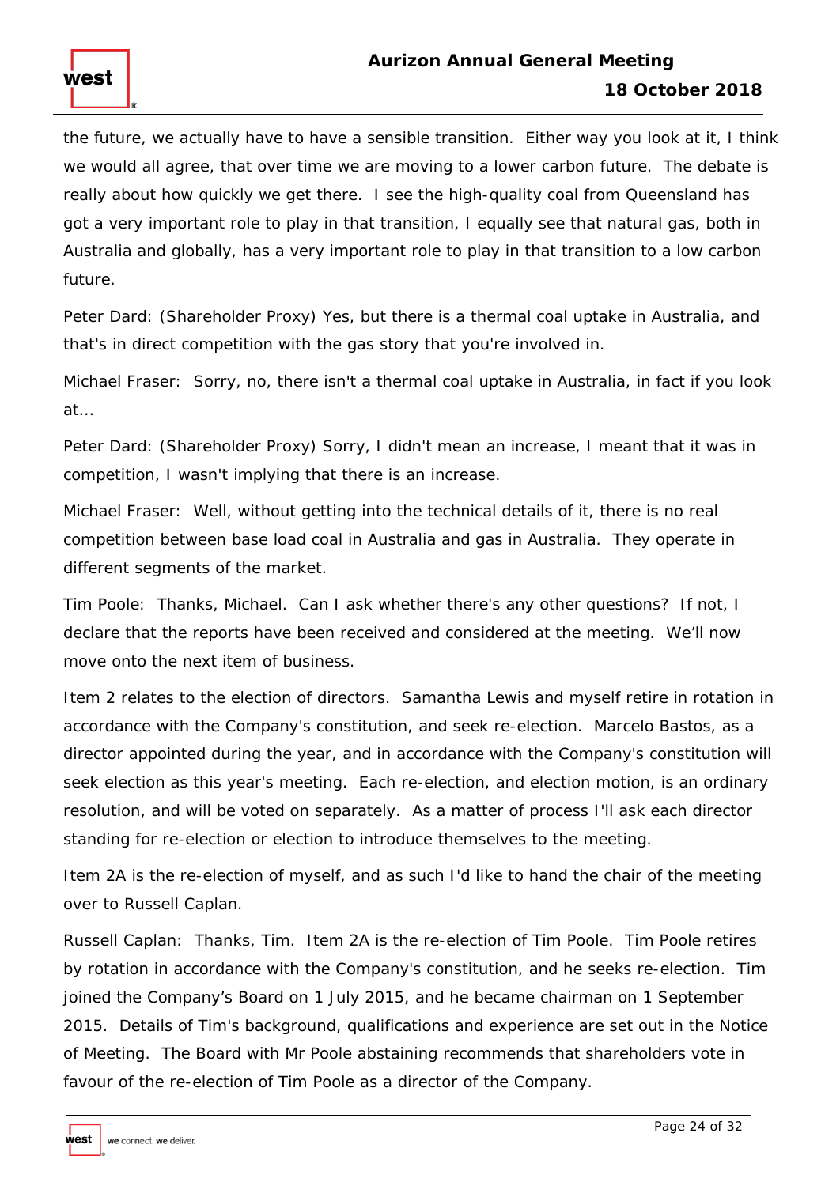the future, we actually have to have a sensible transition. Either way you look at it, I think we would all agree, that over time we are moving to a lower carbon future. The debate is really about how quickly we get there. I see the high-quality coal from Queensland has got a very important role to play in that transition, I equally see that natural gas, both in Australia and globally, has a very important role to play in that transition to a low carbon future.

Peter Dard: (Shareholder Proxy) Yes, but there is a thermal coal uptake in Australia, and that's in direct competition with the gas story that you're involved in.

Michael Fraser: Sorry, no, there isn't a thermal coal uptake in Australia, in fact if you look at...

Peter Dard: (Shareholder Proxy) Sorry, I didn't mean an increase, I meant that it was in competition, I wasn't implying that there is an increase.

Michael Fraser: Well, without getting into the technical details of it, there is no real competition between base load coal in Australia and gas in Australia. They operate in different segments of the market.

Tim Poole: Thanks, Michael. Can I ask whether there's any other questions? If not, I declare that the reports have been received and considered at the meeting. We'll now move onto the next item of business.

Item 2 relates to the election of directors. Samantha Lewis and myself retire in rotation in accordance with the Company's constitution, and seek re-election. Marcelo Bastos, as a director appointed during the year, and in accordance with the Company's constitution will seek election as this year's meeting. Each re-election, and election motion, is an ordinary resolution, and will be voted on separately. As a matter of process I'll ask each director standing for re-election or election to introduce themselves to the meeting.

Item 2A is the re-election of myself, and as such I'd like to hand the chair of the meeting over to Russell Caplan.

Russell Caplan: Thanks, Tim. Item 2A is the re-election of Tim Poole. Tim Poole retires by rotation in accordance with the Company's constitution, and he seeks re-election. Tim joined the Company's Board on 1 July 2015, and he became chairman on 1 September 2015. Details of Tim's background, qualifications and experience are set out in the Notice of Meeting. The Board with Mr Poole abstaining recommends that shareholders vote in favour of the re-election of Tim Poole as a director of the Company.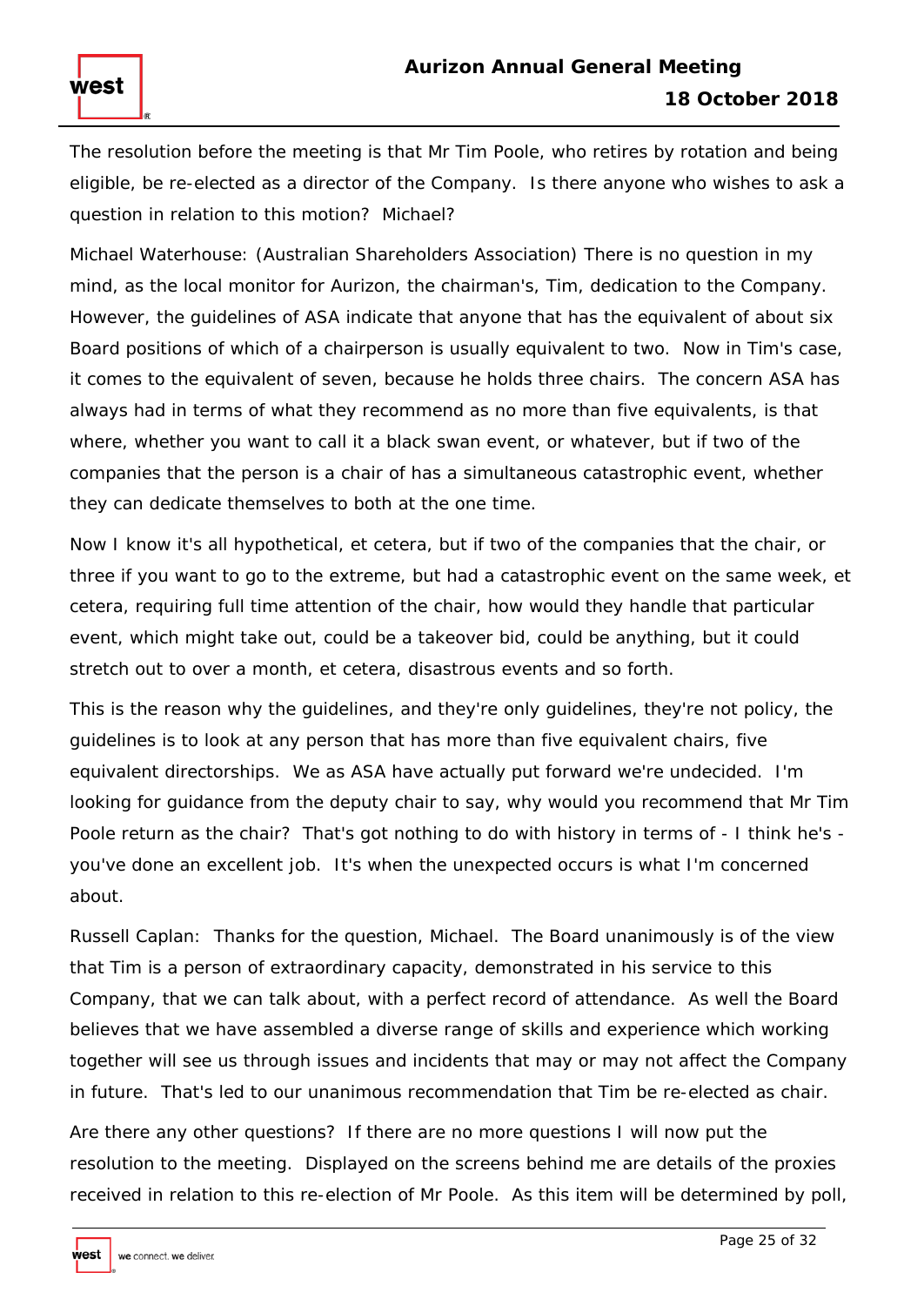The resolution before the meeting is that Mr Tim Poole, who retires by rotation and being eligible, be re-elected as a director of the Company. Is there anyone who wishes to ask a question in relation to this motion? Michael?

Michael Waterhouse: (Australian Shareholders Association) There is no question in my mind, as the local monitor for Aurizon, the chairman's, Tim, dedication to the Company. However, the guidelines of ASA indicate that anyone that has the equivalent of about six Board positions of which of a chairperson is usually equivalent to two. Now in Tim's case, it comes to the equivalent of seven, because he holds three chairs. The concern ASA has always had in terms of what they recommend as no more than five equivalents, is that where, whether you want to call it a black swan event, or whatever, but if two of the companies that the person is a chair of has a simultaneous catastrophic event, whether they can dedicate themselves to both at the one time.

Now I know it's all hypothetical, et cetera, but if two of the companies that the chair, or three if you want to go to the extreme, but had a catastrophic event on the same week, et cetera, requiring full time attention of the chair, how would they handle that particular event, which might take out, could be a takeover bid, could be anything, but it could stretch out to over a month, et cetera, disastrous events and so forth.

This is the reason why the guidelines, and they're only guidelines, they're not policy, the guidelines is to look at any person that has more than five equivalent chairs, five equivalent directorships. We as ASA have actually put forward we're undecided. I'm looking for guidance from the deputy chair to say, why would you recommend that Mr Tim Poole return as the chair? That's got nothing to do with history in terms of - I think he's - you've done an excellent job. It's when the unexpected occurs is what I'm concerned about.

Russell Caplan: Thanks for the question, Michael. The Board unanimously is of the view that Tim is a person of extraordinary capacity, demonstrated in his service to this Company, that we can talk about, with a perfect record of attendance. As well the Board believes that we have assembled a diverse range of skills and experience which working together will see us through issues and incidents that may or may not affect the Company in future. That's led to our unanimous recommendation that Tim be re-elected as chair.

Are there any other questions? If there are no more questions I will now put the resolution to the meeting. Displayed on the screens behind me are details of the proxies received in relation to this re-election of Mr Poole. As this item will be determined by poll,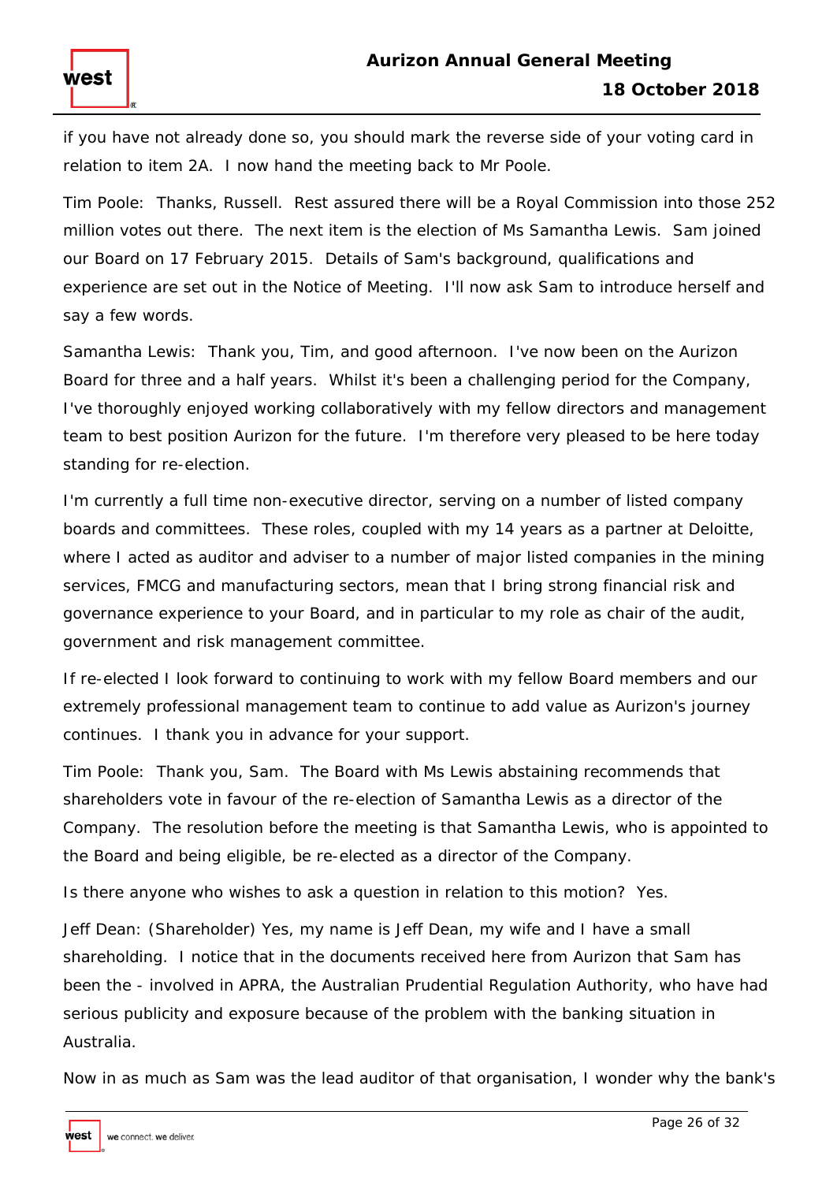if you have not already done so, you should mark the reverse side of your voting card in relation to item 2A. I now hand the meeting back to Mr Poole.

Tim Poole: Thanks, Russell. Rest assured there will be a Royal Commission into those 252 million votes out there. The next item is the election of Ms Samantha Lewis. Sam joined our Board on 17 February 2015. Details of Sam's background, qualifications and experience are set out in the Notice of Meeting. I'll now ask Sam to introduce herself and say a few words.

Samantha Lewis: Thank you, Tim, and good afternoon. I've now been on the Aurizon Board for three and a half years. Whilst it's been a challenging period for the Company, I've thoroughly enjoyed working collaboratively with my fellow directors and management team to best position Aurizon for the future. I'm therefore very pleased to be here today standing for re-election.

I'm currently a full time non-executive director, serving on a number of listed company boards and committees. These roles, coupled with my 14 years as a partner at Deloitte, where I acted as auditor and adviser to a number of major listed companies in the mining services, FMCG and manufacturing sectors, mean that I bring strong financial risk and governance experience to your Board, and in particular to my role as chair of the audit, government and risk management committee.

If re-elected I look forward to continuing to work with my fellow Board members and our extremely professional management team to continue to add value as Aurizon's journey continues. I thank you in advance for your support.

Tim Poole: Thank you, Sam. The Board with Ms Lewis abstaining recommends that shareholders vote in favour of the re-election of Samantha Lewis as a director of the Company. The resolution before the meeting is that Samantha Lewis, who is appointed to the Board and being eligible, be re-elected as a director of the Company.

Is there anyone who wishes to ask a question in relation to this motion? Yes.

Jeff Dean: (Shareholder) Yes, my name is Jeff Dean, my wife and I have a small shareholding. I notice that in the documents received here from Aurizon that Sam has been the - involved in APRA, the Australian Prudential Regulation Authority, who have had serious publicity and exposure because of the problem with the banking situation in Australia.

Now in as much as Sam was the lead auditor of that organisation, I wonder why the bank's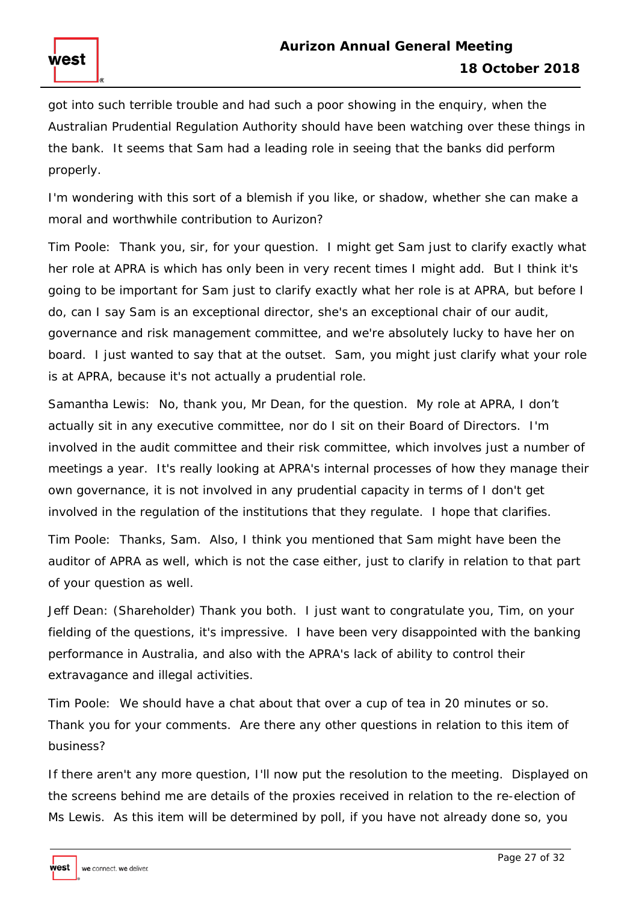got into such terrible trouble and had such a poor showing in the enquiry, when the Australian Prudential Regulation Authority should have been watching over these things in the bank. It seems that Sam had a leading role in seeing that the banks did perform properly.

I'm wondering with this sort of a blemish if you like, or shadow, whether she can make a moral and worthwhile contribution to Aurizon?

Tim Poole: Thank you, sir, for your question. I might get Sam just to clarify exactly what her role at APRA is which has only been in very recent times I might add. But I think it's going to be important for Sam just to clarify exactly what her role is at APRA, but before I do, can I say Sam is an exceptional director, she's an exceptional chair of our audit, governance and risk management committee, and we're absolutely lucky to have her on board. I just wanted to say that at the outset. Sam, you might just clarify what your role is at APRA, because it's not actually a prudential role.

Samantha Lewis: No, thank you, Mr Dean, for the question. My role at APRA, I don't actually sit in any executive committee, nor do I sit on their Board of Directors. I'm involved in the audit committee and their risk committee, which involves just a number of meetings a year. It's really looking at APRA's internal processes of how they manage their own governance, it is not involved in any prudential capacity in terms of I don't get involved in the regulation of the institutions that they regulate. I hope that clarifies.

Tim Poole: Thanks, Sam. Also, I think you mentioned that Sam might have been the auditor of APRA as well, which is not the case either, just to clarify in relation to that part of your question as well.

Jeff Dean: (Shareholder) Thank you both. I just want to congratulate you, Tim, on your fielding of the questions, it's impressive. I have been very disappointed with the banking performance in Australia, and also with the APRA's lack of ability to control their extravagance and illegal activities.

Tim Poole: We should have a chat about that over a cup of tea in 20 minutes or so. Thank you for your comments. Are there any other questions in relation to this item of business?

If there aren't any more question, I'll now put the resolution to the meeting. Displayed on the screens behind me are details of the proxies received in relation to the re-election of Ms Lewis. As this item will be determined by poll, if you have not already done so, you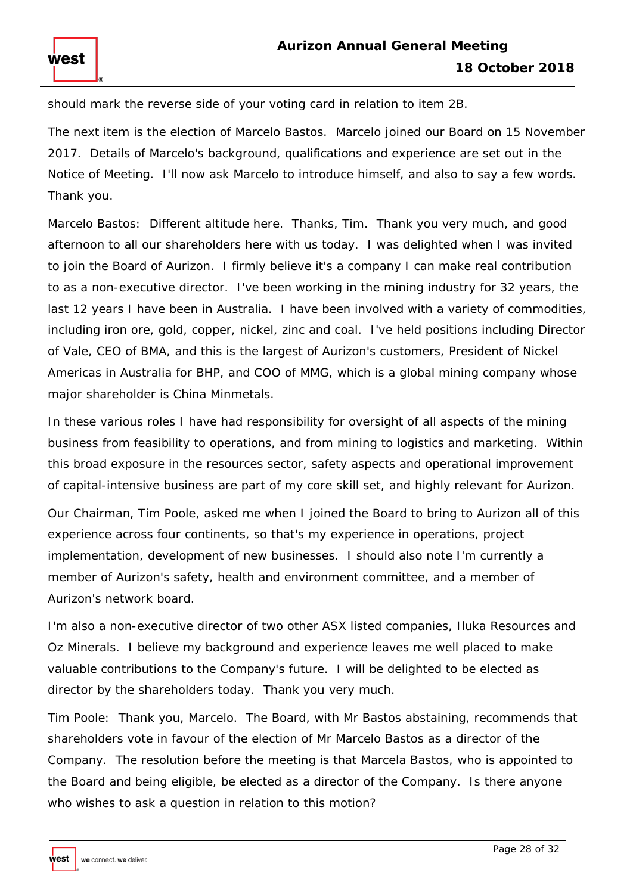should mark the reverse side of your voting card in relation to item 2B.

The next item is the election of Marcelo Bastos. Marcelo joined our Board on 15 November 2017. Details of Marcelo's background, qualifications and experience are set out in the Notice of Meeting. I'll now ask Marcelo to introduce himself, and also to say a few words. Thank you.

Marcelo Bastos: Different altitude here. Thanks, Tim. Thank you very much, and good afternoon to all our shareholders here with us today. I was delighted when I was invited to join the Board of Aurizon. I firmly believe it's a company I can make real contribution to as a non-executive director. I've been working in the mining industry for 32 years, the last 12 years I have been in Australia. I have been involved with a variety of commodities, including iron ore, gold, copper, nickel, zinc and coal. I've held positions including Director of Vale, CEO of BMA, and this is the largest of Aurizon's customers, President of Nickel Americas in Australia for BHP, and COO of MMG, which is a global mining company whose major shareholder is China Minmetals.

In these various roles I have had responsibility for oversight of all aspects of the mining business from feasibility to operations, and from mining to logistics and marketing. Within this broad exposure in the resources sector, safety aspects and operational improvement of capital-intensive business are part of my core skill set, and highly relevant for Aurizon.

Our Chairman, Tim Poole, asked me when I joined the Board to bring to Aurizon all of this experience across four continents, so that's my experience in operations, project implementation, development of new businesses. I should also note I'm currently a member of Aurizon's safety, health and environment committee, and a member of Aurizon's network board.

I'm also a non-executive director of two other ASX listed companies, Iluka Resources and Oz Minerals. I believe my background and experience leaves me well placed to make valuable contributions to the Company's future. I will be delighted to be elected as director by the shareholders today. Thank you very much.

Tim Poole: Thank you, Marcelo. The Board, with Mr Bastos abstaining, recommends that shareholders vote in favour of the election of Mr Marcelo Bastos as a director of the Company. The resolution before the meeting is that Marcela Bastos, who is appointed to the Board and being eligible, be elected as a director of the Company. Is there anyone who wishes to ask a question in relation to this motion?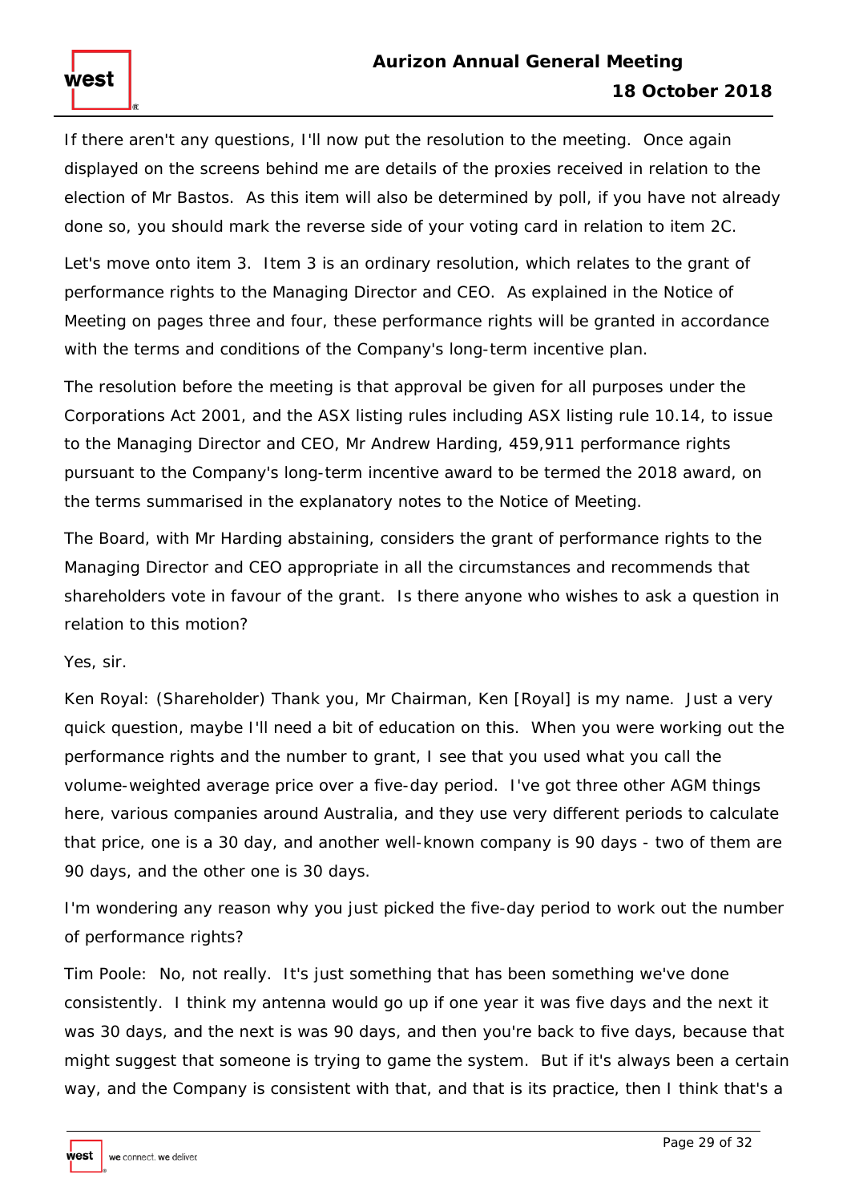If there aren't any questions, I'll now put the resolution to the meeting. Once again displayed on the screens behind me are details of the proxies received in relation to the election of Mr Bastos. As this item will also be determined by poll, if you have not already done so, you should mark the reverse side of your voting card in relation to item 2C.

Let's move onto item 3. Item 3 is an ordinary resolution, which relates to the grant of performance rights to the Managing Director and CEO. As explained in the Notice of Meeting on pages three and four, these performance rights will be granted in accordance with the terms and conditions of the Company's long-term incentive plan.

The resolution before the meeting is that approval be given for all purposes under the Corporations Act 2001, and the ASX listing rules including ASX listing rule 10.14, to issue to the Managing Director and CEO, Mr Andrew Harding, 459,911 performance rights pursuant to the Company's long-term incentive award to be termed the 2018 award, on the terms summarised in the explanatory notes to the Notice of Meeting.

The Board, with Mr Harding abstaining, considers the grant of performance rights to the Managing Director and CEO appropriate in all the circumstances and recommends that shareholders vote in favour of the grant. Is there anyone who wishes to ask a question in relation to this motion?

Yes, sir.

Ken Royal: (Shareholder) Thank you, Mr Chairman, Ken [Royal] is my name. Just a very quick question, maybe I'll need a bit of education on this. When you were working out the performance rights and the number to grant, I see that you used what you call the volume-weighted average price over a five-day period. I've got three other AGM things here, various companies around Australia, and they use very different periods to calculate that price, one is a 30 day, and another well-known company is 90 days - two of them are 90 days, and the other one is 30 days.

I'm wondering any reason why you just picked the five-day period to work out the number of performance rights?

Tim Poole: No, not really. It's just something that has been something we've done consistently. I think my antenna would go up if one year it was five days and the next it was 30 days, and the next is was 90 days, and then you're back to five days, because that might suggest that someone is trying to game the system. But if it's always been a certain way, and the Company is consistent with that, and that is its practice, then I think that's a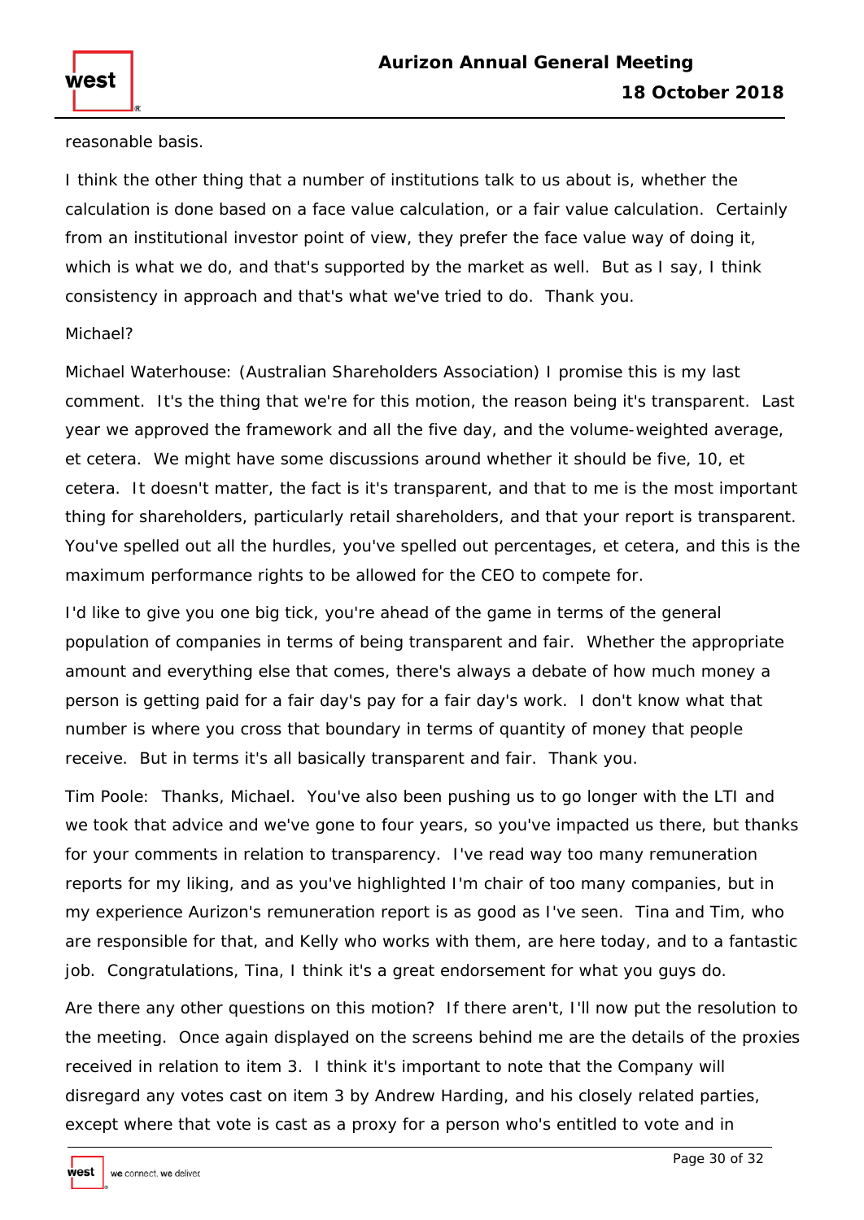reasonable basis.

I think the other thing that a number of institutions talk to us about is, whether the calculation is done based on a face value calculation, or a fair value calculation. Certainly from an institutional investor point of view, they prefer the face value way of doing it, which is what we do, and that's supported by the market as well. But as I say, I think consistency in approach and that's what we've tried to do. Thank you.

Michael?

Michael Waterhouse: (Australian Shareholders Association) I promise this is my last comment. It's the thing that we're for this motion, the reason being it's transparent. Last year we approved the framework and all the five day, and the volume-weighted average, et cetera. We might have some discussions around whether it should be five, 10, et cetera. It doesn't matter, the fact is it's transparent, and that to me is the most important thing for shareholders, particularly retail shareholders, and that your report is transparent. You've spelled out all the hurdles, you've spelled out percentages, et cetera, and this is the maximum performance rights to be allowed for the CEO to compete for.

I'd like to give you one big tick, you're ahead of the game in terms of the general population of companies in terms of being transparent and fair. Whether the appropriate amount and everything else that comes, there's always a debate of how much money a person is getting paid for a fair day's pay for a fair day's work. I don't know what that number is where you cross that boundary in terms of quantity of money that people receive. But in terms it's all basically transparent and fair. Thank you.

Tim Poole: Thanks, Michael. You've also been pushing us to go longer with the LTI and we took that advice and we've gone to four years, so you've impacted us there, but thanks for your comments in relation to transparency. I've read way too many remuneration reports for my liking, and as you've highlighted I'm chair of too many companies, but in my experience Aurizon's remuneration report is as good as I've seen. Tina and Tim, who are responsible for that, and Kelly who works with them, are here today, and to a fantastic job. Congratulations, Tina, I think it's a great endorsement for what you guys do.

Are there any other questions on this motion? If there aren't, I'll now put the resolution to the meeting. Once again displayed on the screens behind me are the details of the proxies received in relation to item 3. I think it's important to note that the Company will disregard any votes cast on item 3 by Andrew Harding, and his closely related parties, except where that vote is cast as a proxy for a person who's entitled to vote and in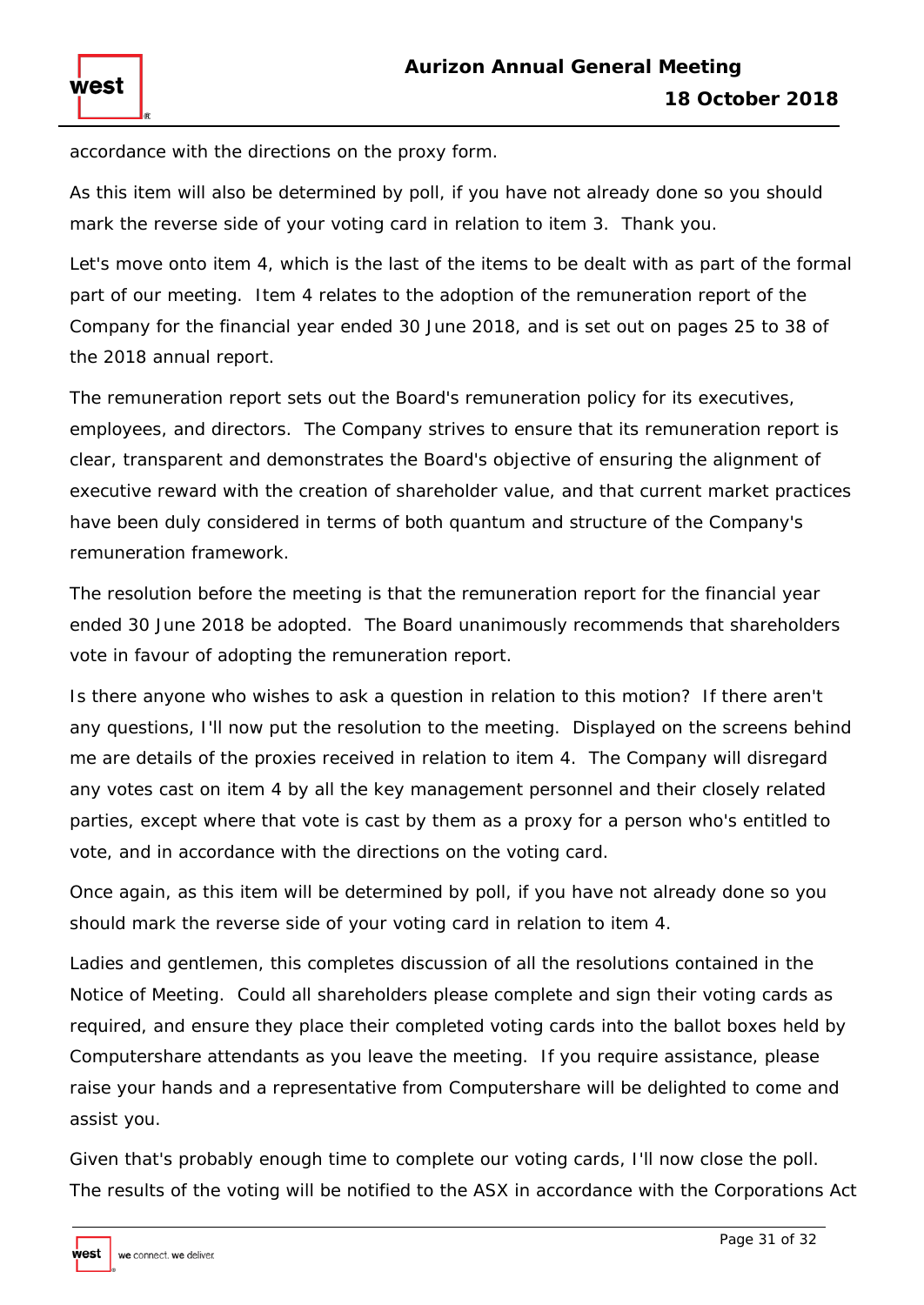accordance with the directions on the proxy form.

As this item will also be determined by poll, if you have not already done so you should mark the reverse side of your voting card in relation to item 3. Thank you.

Let's move onto item 4, which is the last of the items to be dealt with as part of the formal part of our meeting. Item 4 relates to the adoption of the remuneration report of the Company for the financial year ended 30 June 2018, and is set out on pages 25 to 38 of the 2018 annual report.

The remuneration report sets out the Board's remuneration policy for its executives, employees, and directors. The Company strives to ensure that its remuneration report is clear, transparent and demonstrates the Board's objective of ensuring the alignment of executive reward with the creation of shareholder value, and that current market practices have been duly considered in terms of both quantum and structure of the Company's remuneration framework.

The resolution before the meeting is that the remuneration report for the financial year ended 30 June 2018 be adopted. The Board unanimously recommends that shareholders vote in favour of adopting the remuneration report.

Is there anyone who wishes to ask a question in relation to this motion? If there aren't any questions, I'll now put the resolution to the meeting. Displayed on the screens behind me are details of the proxies received in relation to item 4. The Company will disregard any votes cast on item 4 by all the key management personnel and their closely related parties, except where that vote is cast by them as a proxy for a person who's entitled to vote, and in accordance with the directions on the voting card.

Once again, as this item will be determined by poll, if you have not already done so you should mark the reverse side of your voting card in relation to item 4.

Ladies and gentlemen, this completes discussion of all the resolutions contained in the Notice of Meeting. Could all shareholders please complete and sign their voting cards as required, and ensure they place their completed voting cards into the ballot boxes held by Computershare attendants as you leave the meeting. If you require assistance, please raise your hands and a representative from Computershare will be delighted to come and assist you.

Given that's probably enough time to complete our voting cards, I'll now close the poll. The results of the voting will be notified to the ASX in accordance with the Corporations Act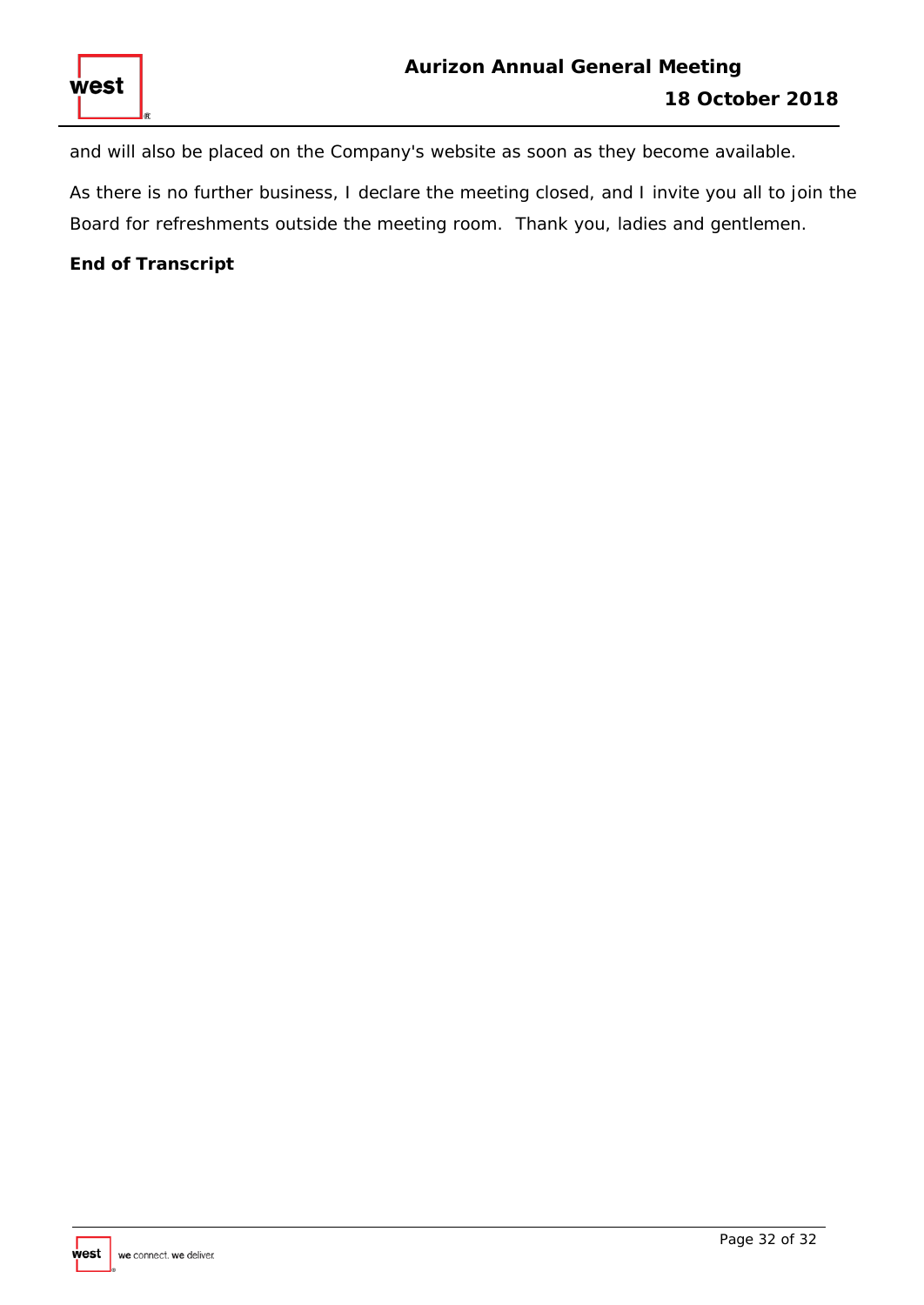and will also be placed on the Company's website as soon as they become available.

As there is no further business, I declare the meeting closed, and I invite you all to join the Board for refreshments outside the meeting room. Thank you, ladies and gentlemen.

**End of Transcript**